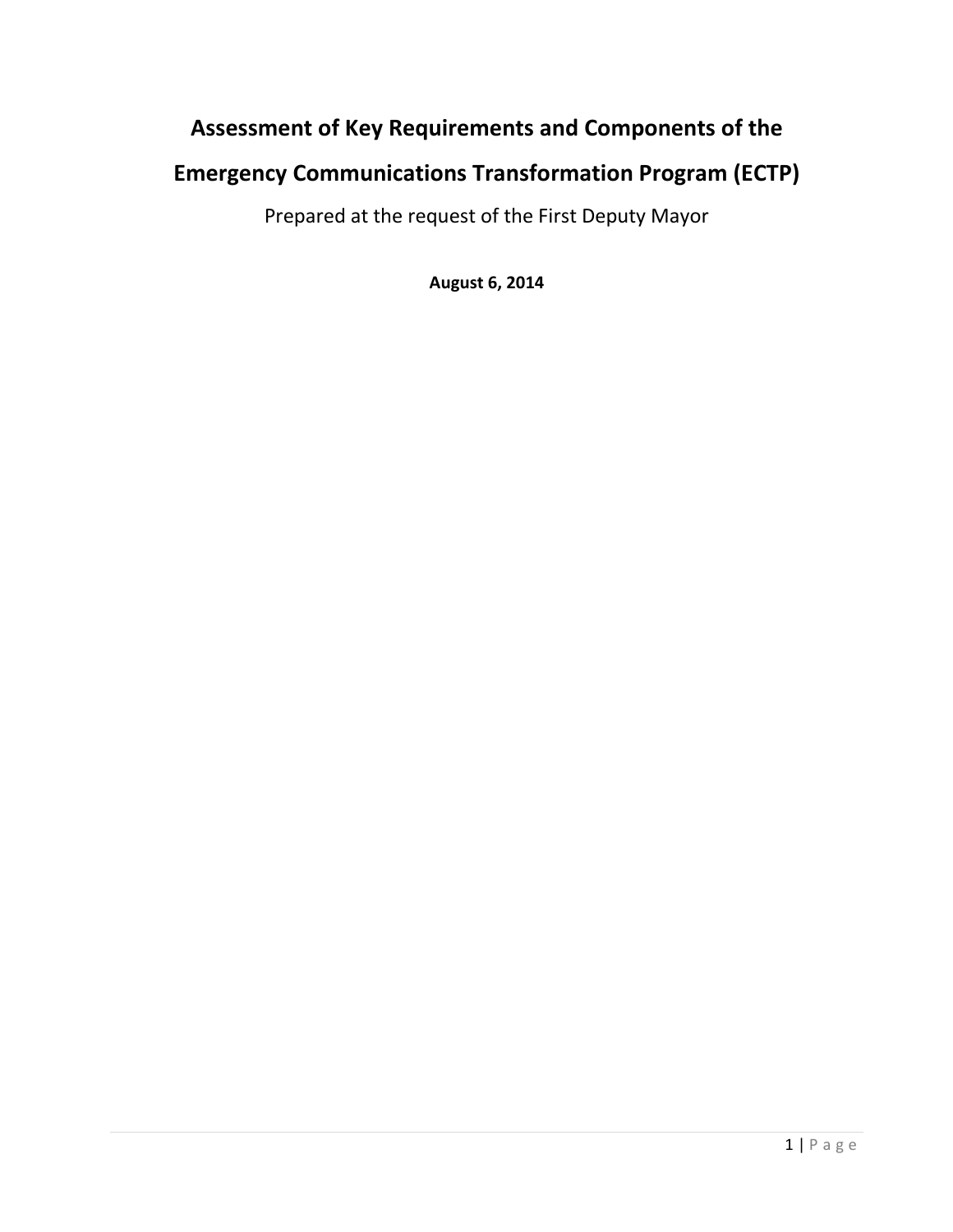# Assessment of Key Requirements and Components of the Emergency Communications Transformation Program (ECTP)

Prepared at the request of the First Deputy Mayor

**August 6, 2014**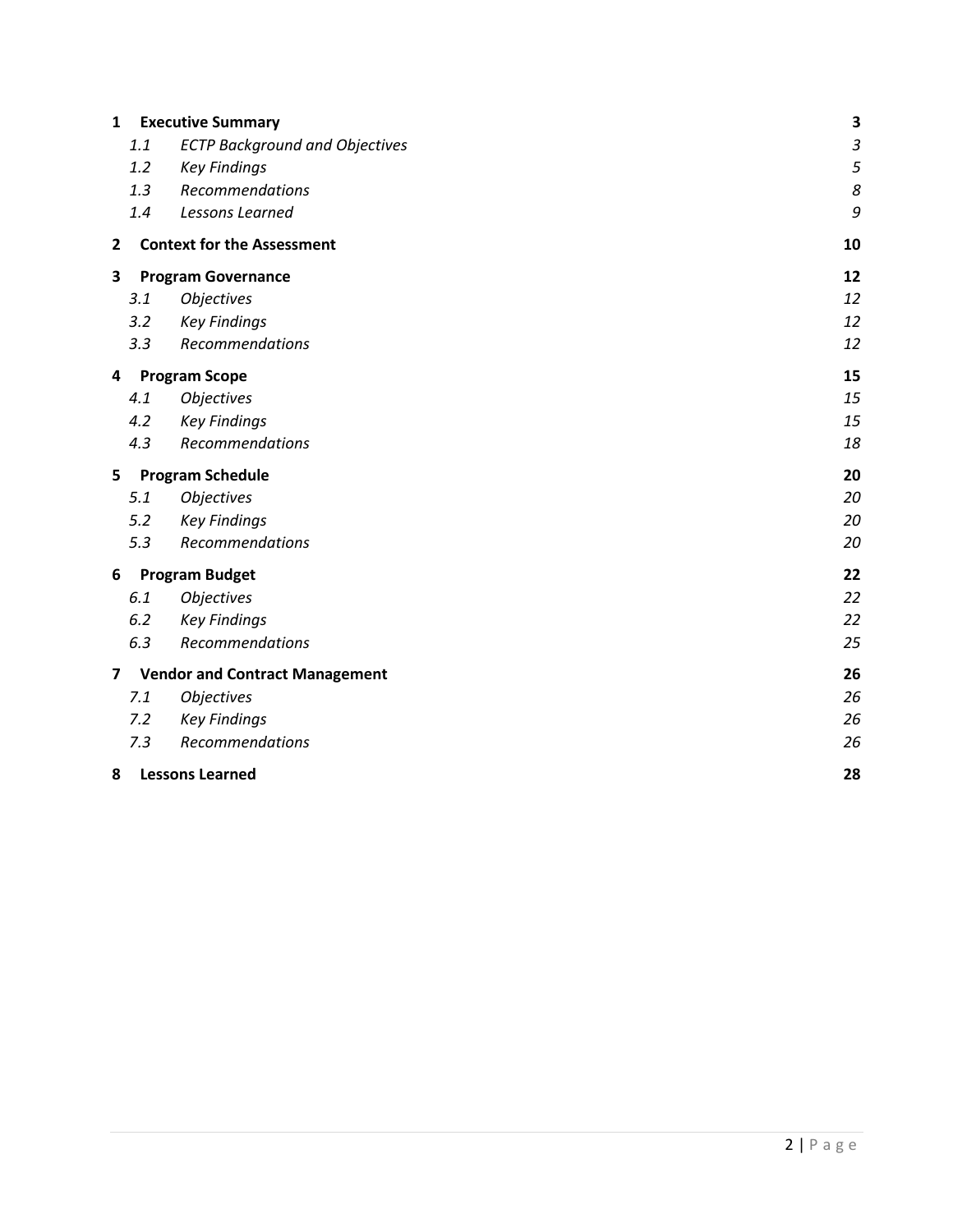| | | |
|---|---|---|
| **1** | **Executive Summary** | **3** |
| *1.1* | *ECTP Background and Objectives* | *3* |
| *1.2* | *Key Findings* | *5* |
| *1.3* | *Recommendations* | *8* |
| *1.4* | *Lessons Learned* | *9* |
| **2** | **Context for the Assessment** | **10** |
| **3** | **Program Governance** | **12** |
| *3.1* | *Objectives* | *12* |
| *3.2* | *Key Findings* | *12* |
| *3.3* | *Recommendations* | *12* |
| **4** | **Program Scope** | **15** |
| *4.1* | *Objectives* | *15* |
| *4.2* | *Key Findings* | *15* |
| *4.3* | *Recommendations* | *18* |
| **5** | **Program Schedule** | **20** |
| *5.1* | *Objectives* | *20* |
| *5.2* | *Key Findings* | *20* |
| *5.3* | *Recommendations* | *20* |
| **6** | **Program Budget** | **22** |
| *6.1* | *Objectives* | *22* |
| *6.2* | *Key Findings* | *22* |
| *6.3* | *Recommendations* | *25* |
| **7** | **Vendor and Contract Management** | **26** |
| *7.1* | *Objectives* | *26* |
| *7.2* | *Key Findings* | *26* |
| *7.3* | *Recommendations* | *26* |
| **8** | **Lessons Learned** | **28** |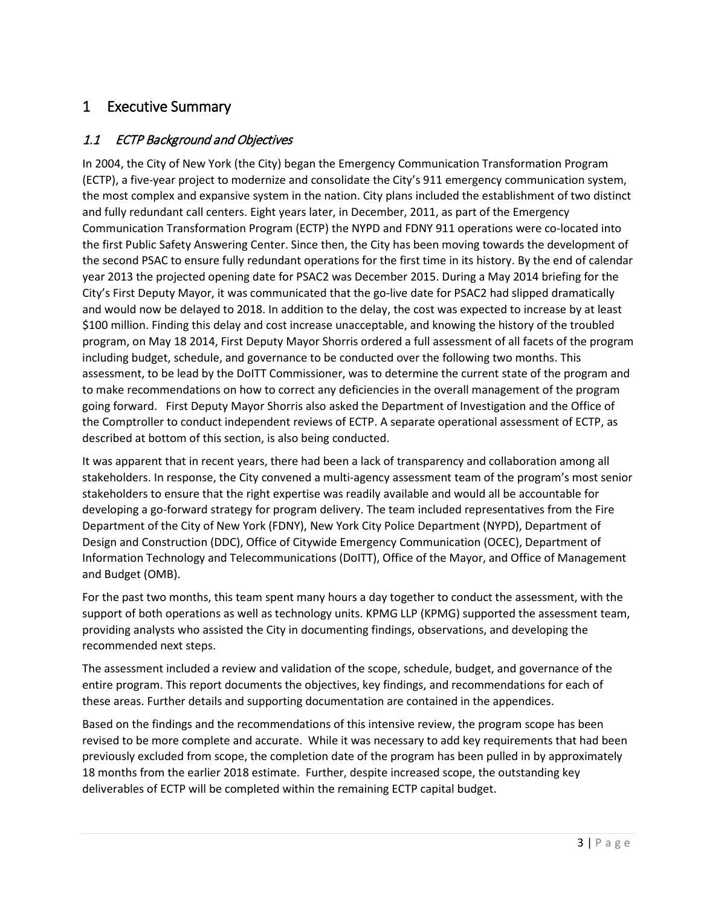# 1 Executive Summary

## *1.1 ECTP Background and Objectives*

In 2004, the City of New York (the City) began the Emergency Communication Transformation Program (ECTP), a five-year project to modernize and consolidate the City's 911 emergency communication system, the most complex and expansive system in the nation. City plans included the establishment of two distinct and fully redundant call centers. Eight years later, in December, 2011, as part of the Emergency Communication Transformation Program (ECTP) the NYPD and FDNY 911 operations were co-located into the first Public Safety Answering Center. Since then, the City has been moving towards the development of the second PSAC to ensure fully redundant operations for the first time in its history. By the end of calendar year 2013 the projected opening date for PSAC2 was December 2015. During a May 2014 briefing for the City's First Deputy Mayor, it was communicated that the go-live date for PSAC2 had slipped dramatically and would now be delayed to 2018. In addition to the delay, the cost was expected to increase by at least $100 million. Finding this delay and cost increase unacceptable, and knowing the history of the troubled program, on May 18 2014, First Deputy Mayor Shorris ordered a full assessment of all facets of the program including budget, schedule, and governance to be conducted over the following two months. This assessment, to be lead by the DoITT Commissioner, was to determine the current state of the program and to make recommendations on how to correct any deficiencies in the overall management of the program going forward. First Deputy Mayor Shorris also asked the Department of Investigation and the Office of the Comptroller to conduct independent reviews of ECTP. A separate operational assessment of ECTP, as described at bottom of this section, is also being conducted.

It was apparent that in recent years, there had been a lack of transparency and collaboration among all stakeholders. In response, the City convened a multi-agency assessment team of the program's most senior stakeholders to ensure that the right expertise was readily available and would all be accountable for developing a go-forward strategy for program delivery. The team included representatives from the Fire Department of the City of New York (FDNY), New York City Police Department (NYPD), Department of Design and Construction (DDC), Office of Citywide Emergency Communication (OCEC), Department of Information Technology and Telecommunications (DoITT), Office of the Mayor, and Office of Management and Budget (OMB).

For the past two months, this team spent many hours a day together to conduct the assessment, with the support of both operations as well as technology units. KPMG LLP (KPMG) supported the assessment team, providing analysts who assisted the City in documenting findings, observations, and developing the recommended next steps.

The assessment included a review and validation of the scope, schedule, budget, and governance of the entire program. This report documents the objectives, key findings, and recommendations for each of these areas. Further details and supporting documentation are contained in the appendices.

Based on the findings and the recommendations of this intensive review, the program scope has been revised to be more complete and accurate. While it was necessary to add key requirements that had been previously excluded from scope, the completion date of the program has been pulled in by approximately 18 months from the earlier 2018 estimate. Further, despite increased scope, the outstanding key deliverables of ECTP will be completed within the remaining ECTP capital budget.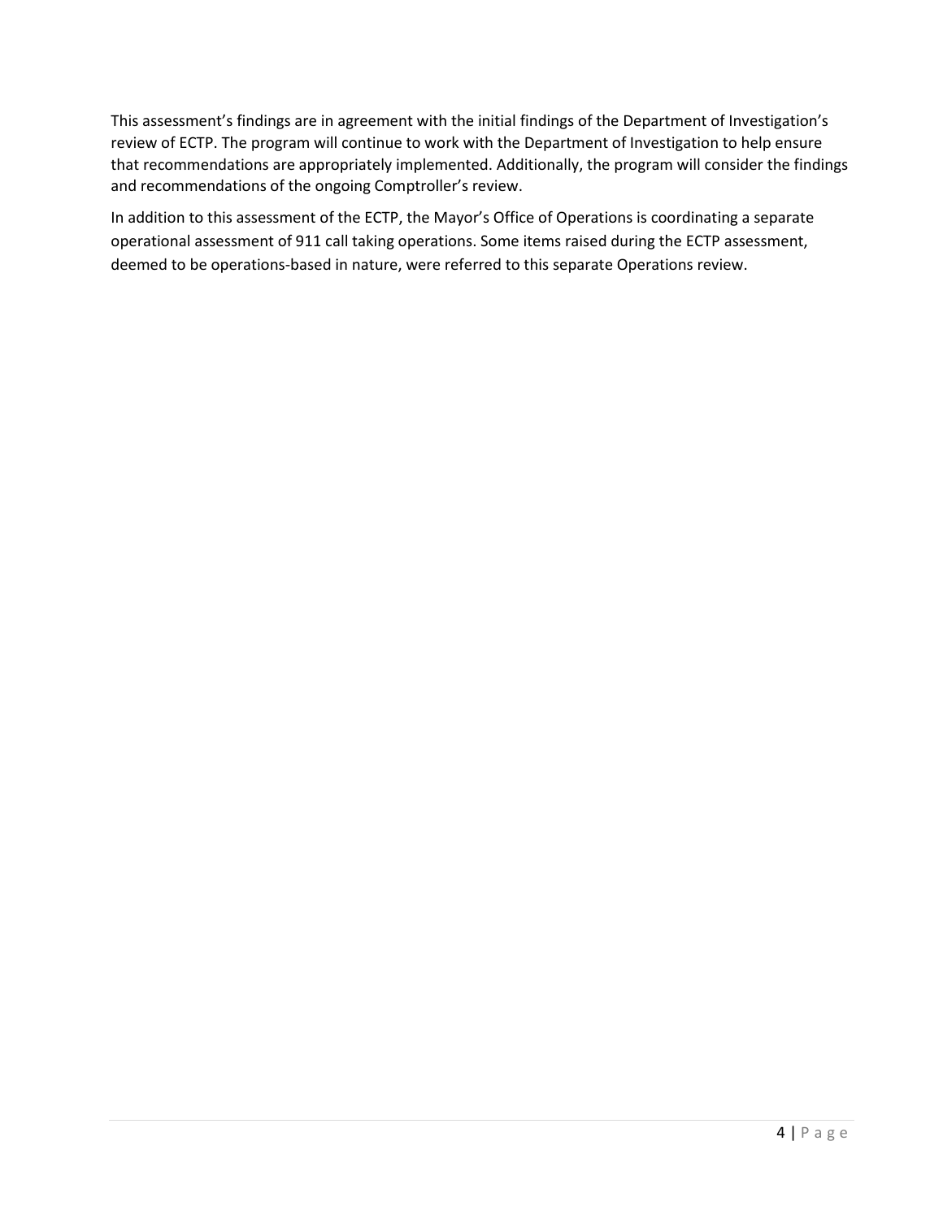This assessment's findings are in agreement with the initial findings of the Department of Investigation's review of ECTP. The program will continue to work with the Department of Investigation to help ensure that recommendations are appropriately implemented. Additionally, the program will consider the findings and recommendations of the ongoing Comptroller's review.

In addition to this assessment of the ECTP, the Mayor's Office of Operations is coordinating a separate operational assessment of 911 call taking operations. Some items raised during the ECTP assessment, deemed to be operations-based in nature, were referred to this separate Operations review.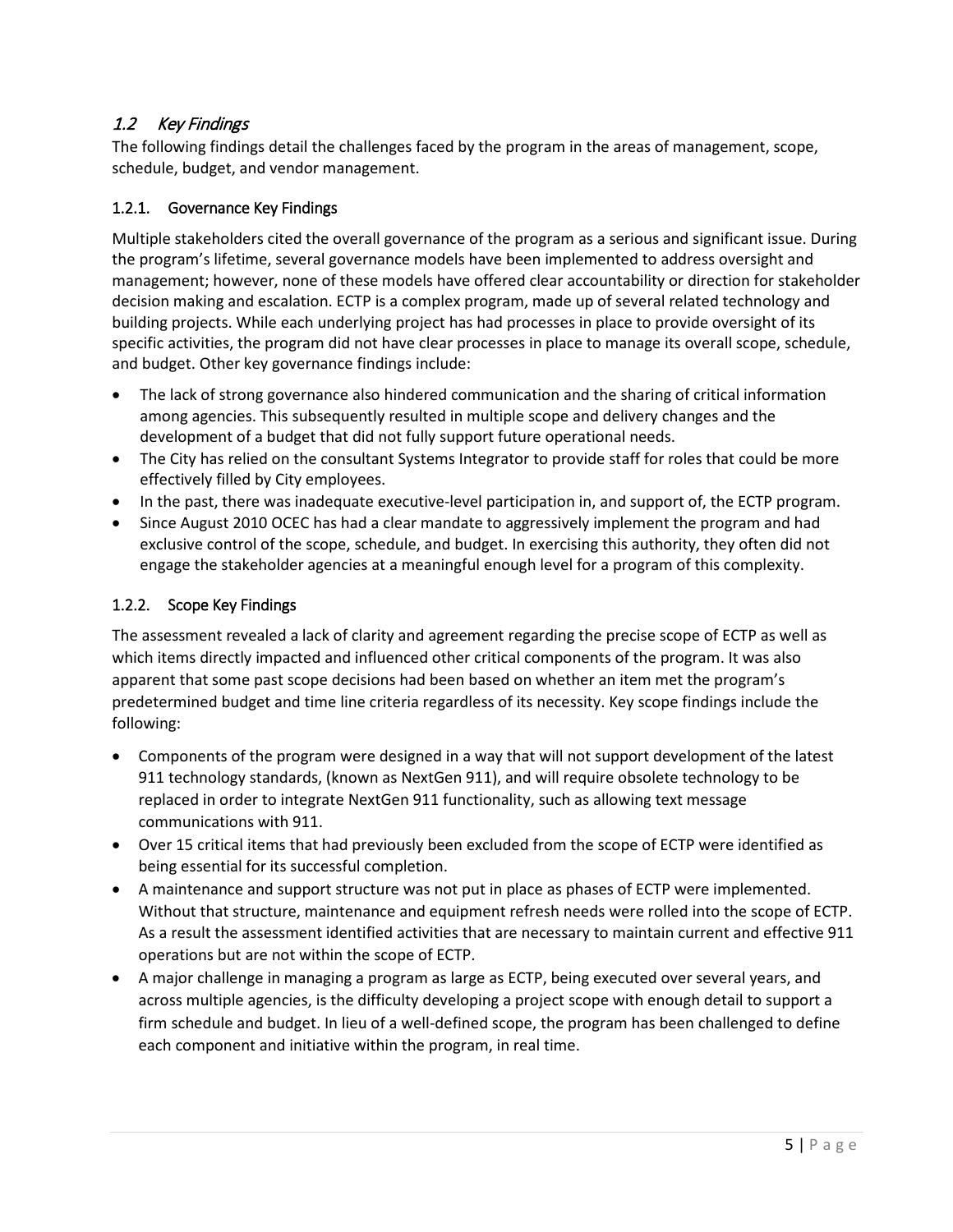## 1.2 *Key Findings*

The following findings detail the challenges faced by the program in the areas of management, scope, schedule, budget, and vendor management.

### 1.2.1. Governance Key Findings

Multiple stakeholders cited the overall governance of the program as a serious and significant issue. During the program's lifetime, several governance models have been implemented to address oversight and management; however, none of these models have offered clear accountability or direction for stakeholder decision making and escalation. ECTP is a complex program, made up of several related technology and building projects. While each underlying project has had processes in place to provide oversight of its specific activities, the program did not have clear processes in place to manage its overall scope, schedule, and budget. Other key governance findings include:

- The lack of strong governance also hindered communication and the sharing of critical information among agencies. This subsequently resulted in multiple scope and delivery changes and the development of a budget that did not fully support future operational needs.
- The City has relied on the consultant Systems Integrator to provide staff for roles that could be more effectively filled by City employees.
- In the past, there was inadequate executive-level participation in, and support of, the ECTP program.
- Since August 2010 OCEC has had a clear mandate to aggressively implement the program and had exclusive control of the scope, schedule, and budget. In exercising this authority, they often did not engage the stakeholder agencies at a meaningful enough level for a program of this complexity.

### 1.2.2. Scope Key Findings

The assessment revealed a lack of clarity and agreement regarding the precise scope of ECTP as well as which items directly impacted and influenced other critical components of the program. It was also apparent that some past scope decisions had been based on whether an item met the program's predetermined budget and time line criteria regardless of its necessity. Key scope findings include the following:

- Components of the program were designed in a way that will not support development of the latest 911 technology standards, (known as NextGen 911), and will require obsolete technology to be replaced in order to integrate NextGen 911 functionality, such as allowing text message communications with 911.
- Over 15 critical items that had previously been excluded from the scope of ECTP were identified as being essential for its successful completion.
- A maintenance and support structure was not put in place as phases of ECTP were implemented. Without that structure, maintenance and equipment refresh needs were rolled into the scope of ECTP. As a result the assessment identified activities that are necessary to maintain current and effective 911 operations but are not within the scope of ECTP.
- A major challenge in managing a program as large as ECTP, being executed over several years, and across multiple agencies, is the difficulty developing a project scope with enough detail to support a firm schedule and budget. In lieu of a well-defined scope, the program has been challenged to define each component and initiative within the program, in real time.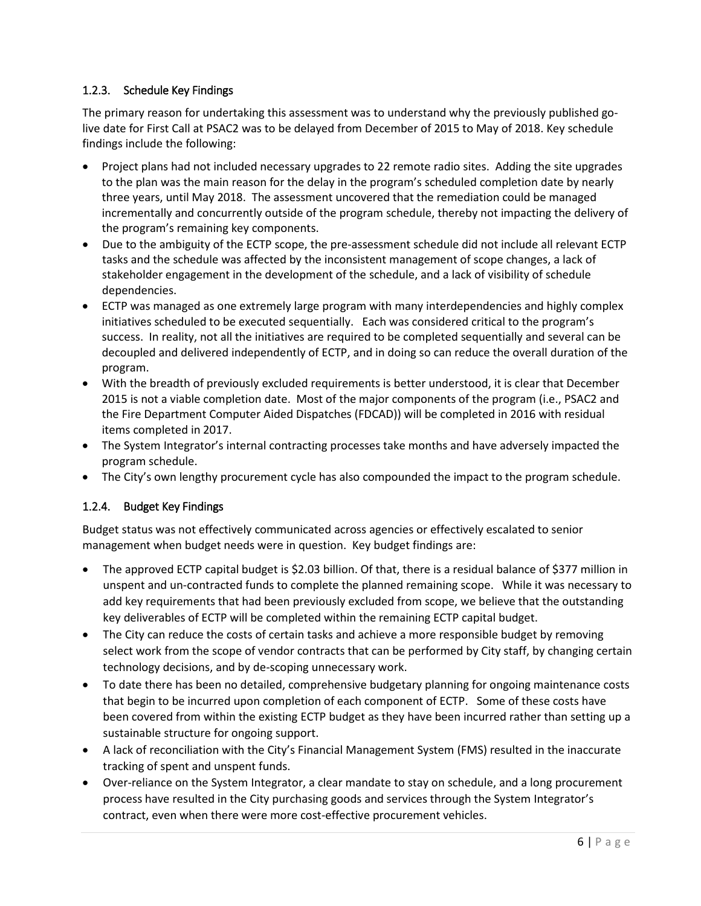### 1.2.3. Schedule Key Findings

The primary reason for undertaking this assessment was to understand why the previously published go-live date for First Call at PSAC2 was to be delayed from December of 2015 to May of 2018. Key schedule findings include the following:

- Project plans had not included necessary upgrades to 22 remote radio sites. Adding the site upgrades to the plan was the main reason for the delay in the program's scheduled completion date by nearly three years, until May 2018. The assessment uncovered that the remediation could be managed incrementally and concurrently outside of the program schedule, thereby not impacting the delivery of the program's remaining key components.
- Due to the ambiguity of the ECTP scope, the pre-assessment schedule did not include all relevant ECTP tasks and the schedule was affected by the inconsistent management of scope changes, a lack of stakeholder engagement in the development of the schedule, and a lack of visibility of schedule dependencies.
- ECTP was managed as one extremely large program with many interdependencies and highly complex initiatives scheduled to be executed sequentially. Each was considered critical to the program's success. In reality, not all the initiatives are required to be completed sequentially and several can be decoupled and delivered independently of ECTP, and in doing so can reduce the overall duration of the program.
- With the breadth of previously excluded requirements is better understood, it is clear that December 2015 is not a viable completion date. Most of the major components of the program (i.e., PSAC2 and the Fire Department Computer Aided Dispatches (FDCAD)) will be completed in 2016 with residual items completed in 2017.
- The System Integrator's internal contracting processes take months and have adversely impacted the program schedule.
- The City's own lengthy procurement cycle has also compounded the impact to the program schedule.

### 1.2.4. Budget Key Findings

Budget status was not effectively communicated across agencies or effectively escalated to senior management when budget needs were in question. Key budget findings are:

- The approved ECTP capital budget is $2.03 billion. Of that, there is a residual balance of $377 million in unspent and un-contracted funds to complete the planned remaining scope. While it was necessary to add key requirements that had been previously excluded from scope, we believe that the outstanding key deliverables of ECTP will be completed within the remaining ECTP capital budget.
- The City can reduce the costs of certain tasks and achieve a more responsible budget by removing select work from the scope of vendor contracts that can be performed by City staff, by changing certain technology decisions, and by de-scoping unnecessary work.
- To date there has been no detailed, comprehensive budgetary planning for ongoing maintenance costs that begin to be incurred upon completion of each component of ECTP. Some of these costs have been covered from within the existing ECTP budget as they have been incurred rather than setting up a sustainable structure for ongoing support.
- A lack of reconciliation with the City's Financial Management System (FMS) resulted in the inaccurate tracking of spent and unspent funds.
- Over-reliance on the System Integrator, a clear mandate to stay on schedule, and a long procurement process have resulted in the City purchasing goods and services through the System Integrator's contract, even when there were more cost-effective procurement vehicles.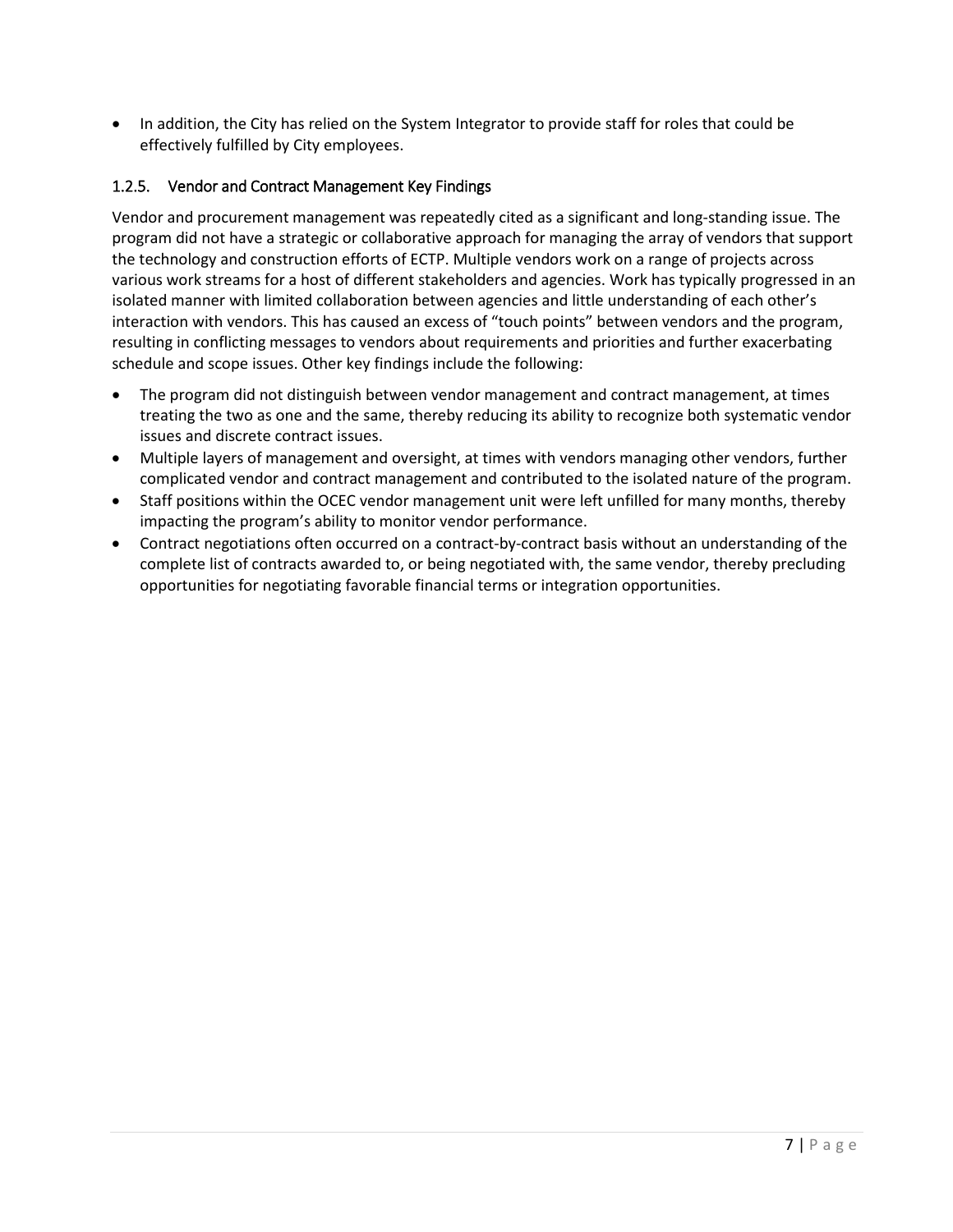- In addition, the City has relied on the System Integrator to provide staff for roles that could be effectively fulfilled by City employees.

### 1.2.5. Vendor and Contract Management Key Findings

Vendor and procurement management was repeatedly cited as a significant and long-standing issue. The program did not have a strategic or collaborative approach for managing the array of vendors that support the technology and construction efforts of ECTP. Multiple vendors work on a range of projects across various work streams for a host of different stakeholders and agencies. Work has typically progressed in an isolated manner with limited collaboration between agencies and little understanding of each other's interaction with vendors. This has caused an excess of "touch points" between vendors and the program, resulting in conflicting messages to vendors about requirements and priorities and further exacerbating schedule and scope issues. Other key findings include the following:

- The program did not distinguish between vendor management and contract management, at times treating the two as one and the same, thereby reducing its ability to recognize both systematic vendor issues and discrete contract issues.
- Multiple layers of management and oversight, at times with vendors managing other vendors, further complicated vendor and contract management and contributed to the isolated nature of the program.
- Staff positions within the OCEC vendor management unit were left unfilled for many months, thereby impacting the program's ability to monitor vendor performance.
- Contract negotiations often occurred on a contract-by-contract basis without an understanding of the complete list of contracts awarded to, or being negotiated with, the same vendor, thereby precluding opportunities for negotiating favorable financial terms or integration opportunities.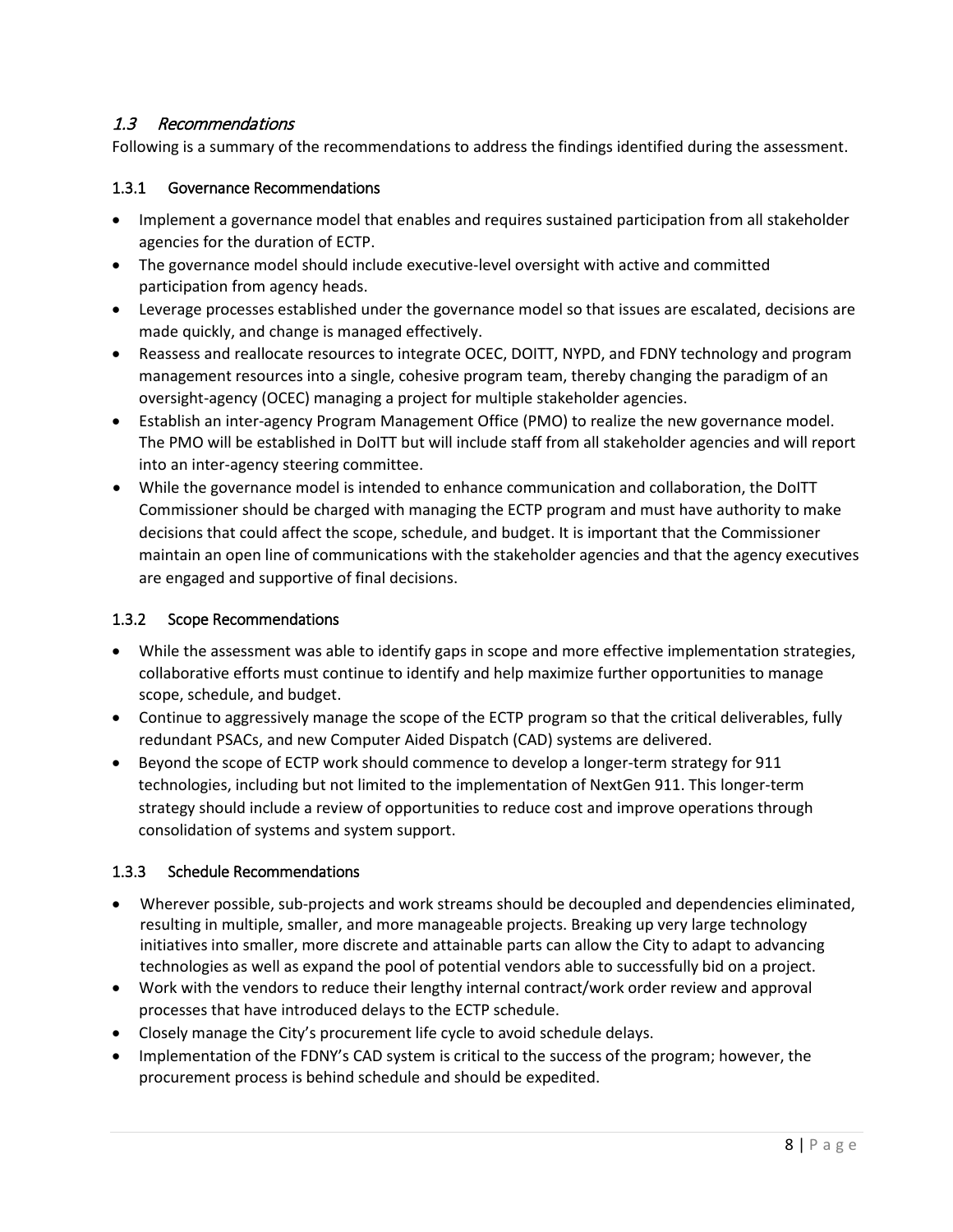## 1.3 *Recommendations*

Following is a summary of the recommendations to address the findings identified during the assessment.

### 1.3.1 Governance Recommendations

- Implement a governance model that enables and requires sustained participation from all stakeholder agencies for the duration of ECTP.
- The governance model should include executive-level oversight with active and committed participation from agency heads.
- Leverage processes established under the governance model so that issues are escalated, decisions are made quickly, and change is managed effectively.
- Reassess and reallocate resources to integrate OCEC, DOITT, NYPD, and FDNY technology and program management resources into a single, cohesive program team, thereby changing the paradigm of an oversight-agency (OCEC) managing a project for multiple stakeholder agencies.
- Establish an inter-agency Program Management Office (PMO) to realize the new governance model. The PMO will be established in DoITT but will include staff from all stakeholder agencies and will report into an inter-agency steering committee.
- While the governance model is intended to enhance communication and collaboration, the DoITT Commissioner should be charged with managing the ECTP program and must have authority to make decisions that could affect the scope, schedule, and budget. It is important that the Commissioner maintain an open line of communications with the stakeholder agencies and that the agency executives are engaged and supportive of final decisions.

### 1.3.2 Scope Recommendations

- While the assessment was able to identify gaps in scope and more effective implementation strategies, collaborative efforts must continue to identify and help maximize further opportunities to manage scope, schedule, and budget.
- Continue to aggressively manage the scope of the ECTP program so that the critical deliverables, fully redundant PSACs, and new Computer Aided Dispatch (CAD) systems are delivered.
- Beyond the scope of ECTP work should commence to develop a longer-term strategy for 911 technologies, including but not limited to the implementation of NextGen 911. This longer-term strategy should include a review of opportunities to reduce cost and improve operations through consolidation of systems and system support.

### 1.3.3 Schedule Recommendations

- Wherever possible, sub-projects and work streams should be decoupled and dependencies eliminated, resulting in multiple, smaller, and more manageable projects. Breaking up very large technology initiatives into smaller, more discrete and attainable parts can allow the City to adapt to advancing technologies as well as expand the pool of potential vendors able to successfully bid on a project.
- Work with the vendors to reduce their lengthy internal contract/work order review and approval processes that have introduced delays to the ECTP schedule.
- Closely manage the City's procurement life cycle to avoid schedule delays.
- Implementation of the FDNY's CAD system is critical to the success of the program; however, the procurement process is behind schedule and should be expedited.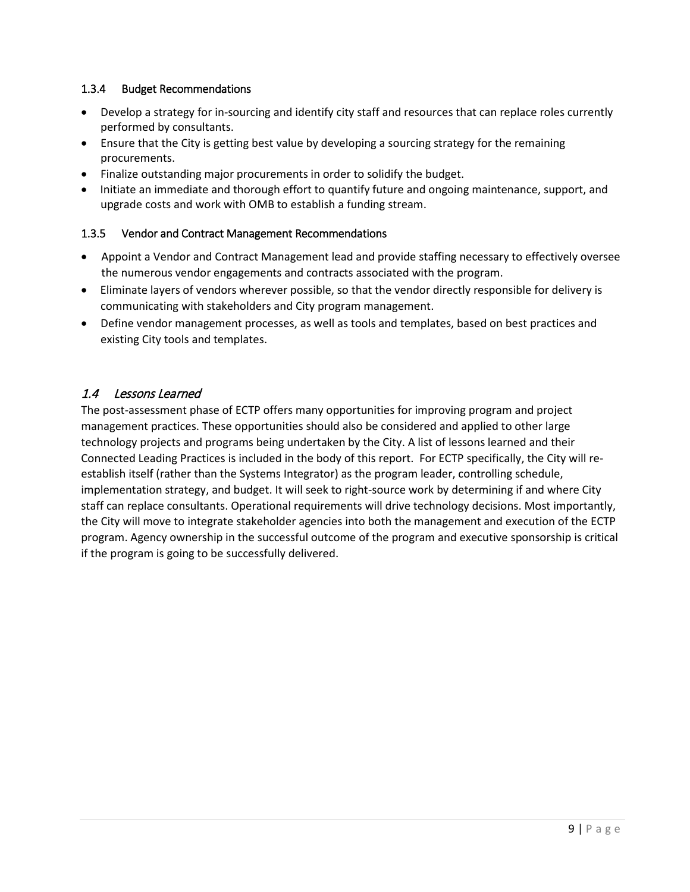### 1.3.4 Budget Recommendations

- Develop a strategy for in-sourcing and identify city staff and resources that can replace roles currently performed by consultants.
- Ensure that the City is getting best value by developing a sourcing strategy for the remaining procurements.
- Finalize outstanding major procurements in order to solidify the budget.
- Initiate an immediate and thorough effort to quantify future and ongoing maintenance, support, and upgrade costs and work with OMB to establish a funding stream.

### 1.3.5 Vendor and Contract Management Recommendations

- Appoint a Vendor and Contract Management lead and provide staffing necessary to effectively oversee the numerous vendor engagements and contracts associated with the program.
- Eliminate layers of vendors wherever possible, so that the vendor directly responsible for delivery is communicating with stakeholders and City program management.
- Define vendor management processes, as well as tools and templates, based on best practices and existing City tools and templates.

## *1.4 Lessons Learned*

The post-assessment phase of ECTP offers many opportunities for improving program and project management practices. These opportunities should also be considered and applied to other large technology projects and programs being undertaken by the City. A list of lessons learned and their Connected Leading Practices is included in the body of this report. For ECTP specifically, the City will re-establish itself (rather than the Systems Integrator) as the program leader, controlling schedule, implementation strategy, and budget. It will seek to right-source work by determining if and where City staff can replace consultants. Operational requirements will drive technology decisions. Most importantly, the City will move to integrate stakeholder agencies into both the management and execution of the ECTP program. Agency ownership in the successful outcome of the program and executive sponsorship is critical if the program is going to be successfully delivered.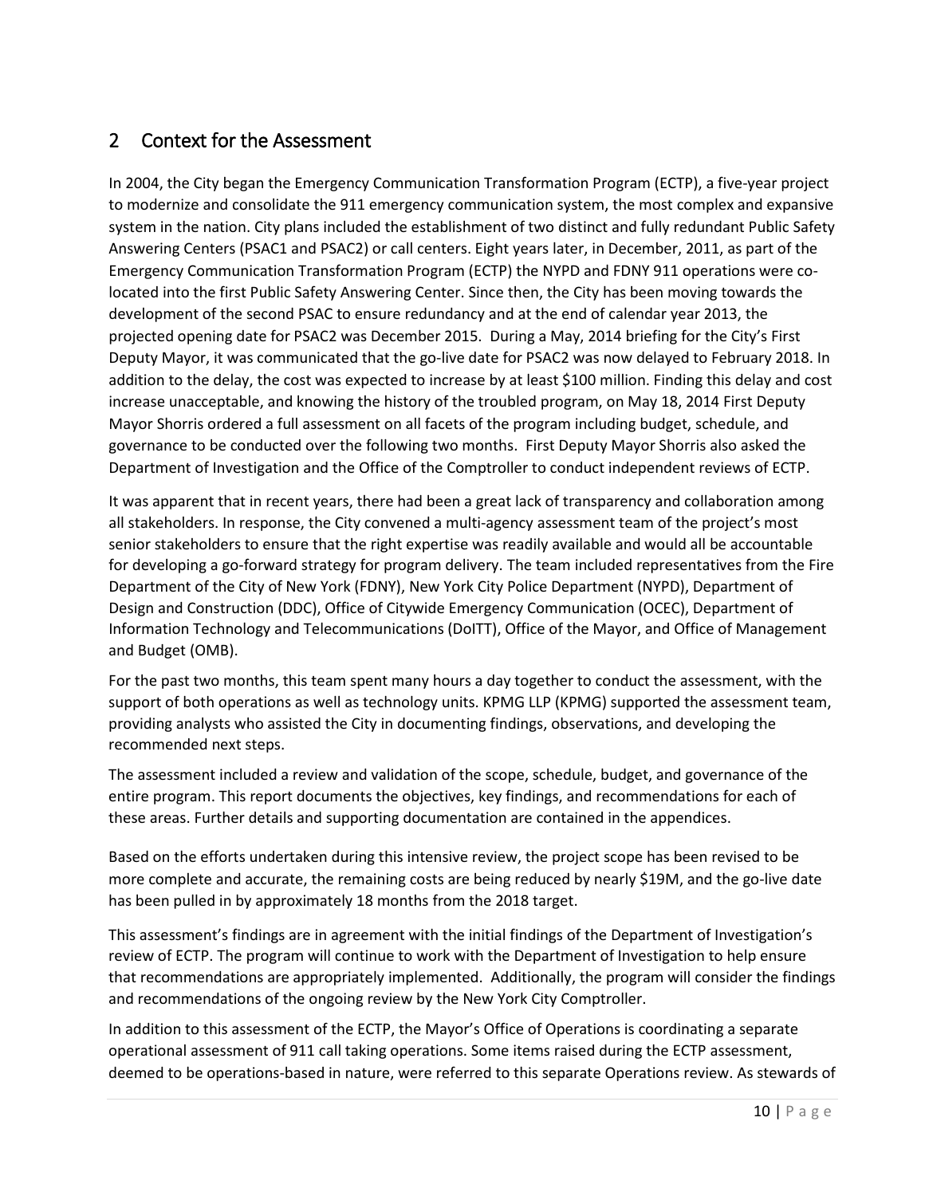## 2 Context for the Assessment

In 2004, the City began the Emergency Communication Transformation Program (ECTP), a five-year project to modernize and consolidate the 911 emergency communication system, the most complex and expansive system in the nation. City plans included the establishment of two distinct and fully redundant Public Safety Answering Centers (PSAC1 and PSAC2) or call centers. Eight years later, in December, 2011, as part of the Emergency Communication Transformation Program (ECTP) the NYPD and FDNY 911 operations were co-located into the first Public Safety Answering Center. Since then, the City has been moving towards the development of the second PSAC to ensure redundancy and at the end of calendar year 2013, the projected opening date for PSAC2 was December 2015. During a May, 2014 briefing for the City's First Deputy Mayor, it was communicated that the go-live date for PSAC2 was now delayed to February 2018. In addition to the delay, the cost was expected to increase by at least $100 million. Finding this delay and cost increase unacceptable, and knowing the history of the troubled program, on May 18, 2014 First Deputy Mayor Shorris ordered a full assessment on all facets of the program including budget, schedule, and governance to be conducted over the following two months. First Deputy Mayor Shorris also asked the Department of Investigation and the Office of the Comptroller to conduct independent reviews of ECTP.

It was apparent that in recent years, there had been a great lack of transparency and collaboration among all stakeholders. In response, the City convened a multi-agency assessment team of the project's most senior stakeholders to ensure that the right expertise was readily available and would all be accountable for developing a go-forward strategy for program delivery. The team included representatives from the Fire Department of the City of New York (FDNY), New York City Police Department (NYPD), Department of Design and Construction (DDC), Office of Citywide Emergency Communication (OCEC), Department of Information Technology and Telecommunications (DoITT), Office of the Mayor, and Office of Management and Budget (OMB).

For the past two months, this team spent many hours a day together to conduct the assessment, with the support of both operations as well as technology units. KPMG LLP (KPMG) supported the assessment team, providing analysts who assisted the City in documenting findings, observations, and developing the recommended next steps.

The assessment included a review and validation of the scope, schedule, budget, and governance of the entire program. This report documents the objectives, key findings, and recommendations for each of these areas. Further details and supporting documentation are contained in the appendices.

Based on the efforts undertaken during this intensive review, the project scope has been revised to be more complete and accurate, the remaining costs are being reduced by nearly $19M, and the go-live date has been pulled in by approximately 18 months from the 2018 target.

This assessment's findings are in agreement with the initial findings of the Department of Investigation's review of ECTP. The program will continue to work with the Department of Investigation to help ensure that recommendations are appropriately implemented. Additionally, the program will consider the findings and recommendations of the ongoing review by the New York City Comptroller.

In addition to this assessment of the ECTP, the Mayor's Office of Operations is coordinating a separate operational assessment of 911 call taking operations. Some items raised during the ECTP assessment, deemed to be operations-based in nature, were referred to this separate Operations review. As stewards of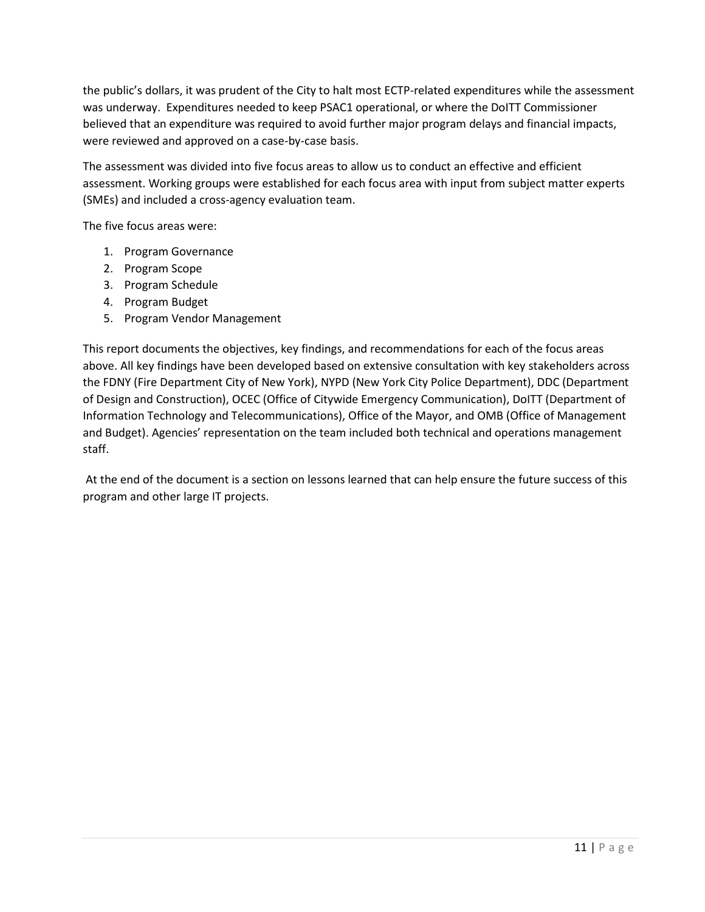the public's dollars, it was prudent of the City to halt most ECTP-related expenditures while the assessment was underway. Expenditures needed to keep PSAC1 operational, or where the DoITT Commissioner believed that an expenditure was required to avoid further major program delays and financial impacts, were reviewed and approved on a case-by-case basis.

The assessment was divided into five focus areas to allow us to conduct an effective and efficient assessment. Working groups were established for each focus area with input from subject matter experts (SMEs) and included a cross-agency evaluation team.

The five focus areas were:

1. Program Governance
2. Program Scope
3. Program Schedule
4. Program Budget
5. Program Vendor Management

This report documents the objectives, key findings, and recommendations for each of the focus areas above. All key findings have been developed based on extensive consultation with key stakeholders across the FDNY (Fire Department City of New York), NYPD (New York City Police Department), DDC (Department of Design and Construction), OCEC (Office of Citywide Emergency Communication), DoITT (Department of Information Technology and Telecommunications), Office of the Mayor, and OMB (Office of Management and Budget). Agencies' representation on the team included both technical and operations management staff.

At the end of the document is a section on lessons learned that can help ensure the future success of this program and other large IT projects.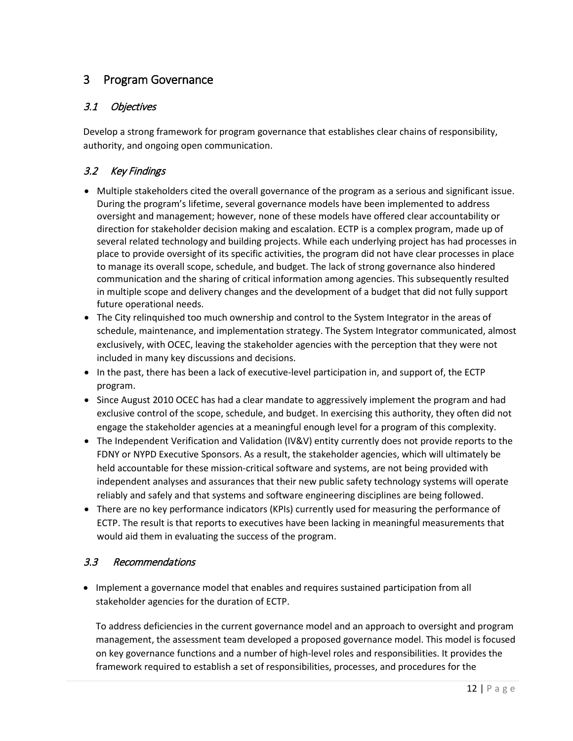# 3 Program Governance

## *3.1 Objectives*

Develop a strong framework for program governance that establishes clear chains of responsibility, authority, and ongoing open communication.

## *3.2 Key Findings*

- Multiple stakeholders cited the overall governance of the program as a serious and significant issue. During the program's lifetime, several governance models have been implemented to address oversight and management; however, none of these models have offered clear accountability or direction for stakeholder decision making and escalation. ECTP is a complex program, made up of several related technology and building projects. While each underlying project has had processes in place to provide oversight of its specific activities, the program did not have clear processes in place to manage its overall scope, schedule, and budget. The lack of strong governance also hindered communication and the sharing of critical information among agencies. This subsequently resulted in multiple scope and delivery changes and the development of a budget that did not fully support future operational needs.
- The City relinquished too much ownership and control to the System Integrator in the areas of schedule, maintenance, and implementation strategy. The System Integrator communicated, almost exclusively, with OCEC, leaving the stakeholder agencies with the perception that they were not included in many key discussions and decisions.
- In the past, there has been a lack of executive-level participation in, and support of, the ECTP program.
- Since August 2010 OCEC has had a clear mandate to aggressively implement the program and had exclusive control of the scope, schedule, and budget. In exercising this authority, they often did not engage the stakeholder agencies at a meaningful enough level for a program of this complexity.
- The Independent Verification and Validation (IV&V) entity currently does not provide reports to the FDNY or NYPD Executive Sponsors. As a result, the stakeholder agencies, which will ultimately be held accountable for these mission-critical software and systems, are not being provided with independent analyses and assurances that their new public safety technology systems will operate reliably and safely and that systems and software engineering disciplines are being followed.
- There are no key performance indicators (KPIs) currently used for measuring the performance of ECTP. The result is that reports to executives have been lacking in meaningful measurements that would aid them in evaluating the success of the program.

## *3.3 Recommendations*

- Implement a governance model that enables and requires sustained participation from all stakeholder agencies for the duration of ECTP.

  To address deficiencies in the current governance model and an approach to oversight and program management, the assessment team developed a proposed governance model. This model is focused on key governance functions and a number of high-level roles and responsibilities. It provides the framework required to establish a set of responsibilities, processes, and procedures for the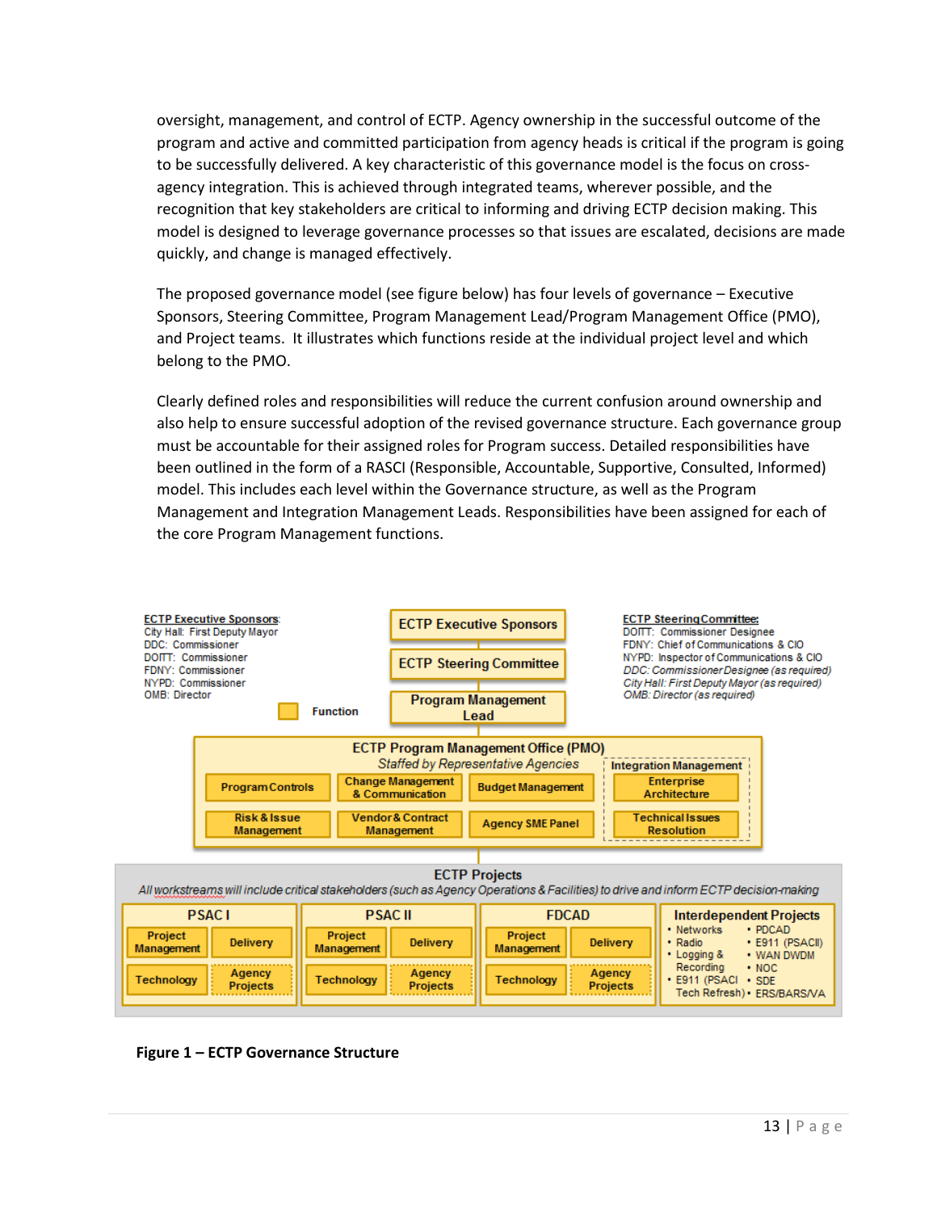oversight, management, and control of ECTP. Agency ownership in the successful outcome of the program and active and committed participation from agency heads is critical if the program is going to be successfully delivered. A key characteristic of this governance model is the focus on cross-agency integration. This is achieved through integrated teams, wherever possible, and the recognition that key stakeholders are critical to informing and driving ECTP decision making. This model is designed to leverage governance processes so that issues are escalated, decisions are made quickly, and change is managed effectively.

The proposed governance model (see figure below) has four levels of governance – Executive Sponsors, Steering Committee, Program Management Lead/Program Management Office (PMO), and Project teams. It illustrates which functions reside at the individual project level and which belong to the PMO.

Clearly defined roles and responsibilities will reduce the current confusion around ownership and also help to ensure successful adoption of the revised governance structure. Each governance group must be accountable for their assigned roles for Program success. Detailed responsibilities have been outlined in the form of a RASCI (Responsible, Accountable, Supportive, Consulted, Informed) model. This includes each level within the Governance structure, as well as the Program Management and Integration Management Leads. Responsibilities have been assigned for each of the core Program Management functions.

**ECTP Executive Sponsors:**
City Hall: First Deputy Mayor
DDC: Commissioner
DOITT: Commissioner
FDNY: Commissioner
NYPD: Commissioner
OMB: Director

**ECTP Steering Committee:**
DOITT: Commissioner Designee
FDNY: Chief of Communications & CIO
NYPD: Inspector of Communications & CIO
*DDC: Commissioner Designee (as required)*
*City Hall: First Deputy Mayor (as required)*
*OMB: Director (as required)*

Function

ECTP Executive Sponsors
ECTP Steering Committee
Program Management Lead

**ECTP Program Management Office (PMO)**
*Staffed by Representative Agencies*
- Program Controls
- Change Management & Communication
- Budget Management
- Risk & Issue Management
- Vendor & Contract Management
- Agency SME Panel
- Integration Management
  - Enterprise Architecture
  - Technical Issues Resolution

**ECTP Projects**
*All workstreams will include critical stakeholders (such as Agency Operations & Facilities) to drive and inform ECTP decision-making*

| PSAC I | PSAC II | FDCAD | Interdependent Projects |
|---|---|---|---|
| Project Management, Delivery, Technology, Agency Projects | Project Management, Delivery, Technology, Agency Projects | Project Management, Delivery, Technology, Agency Projects | Networks; Radio; Logging & Recording; E911 (PSACI Tech Refresh); PDCAD; E911 (PSACII); WAN DWDM; NOC; SDE; ERS/BARS/VA |

**Figure 1 – ECTP Governance Structure**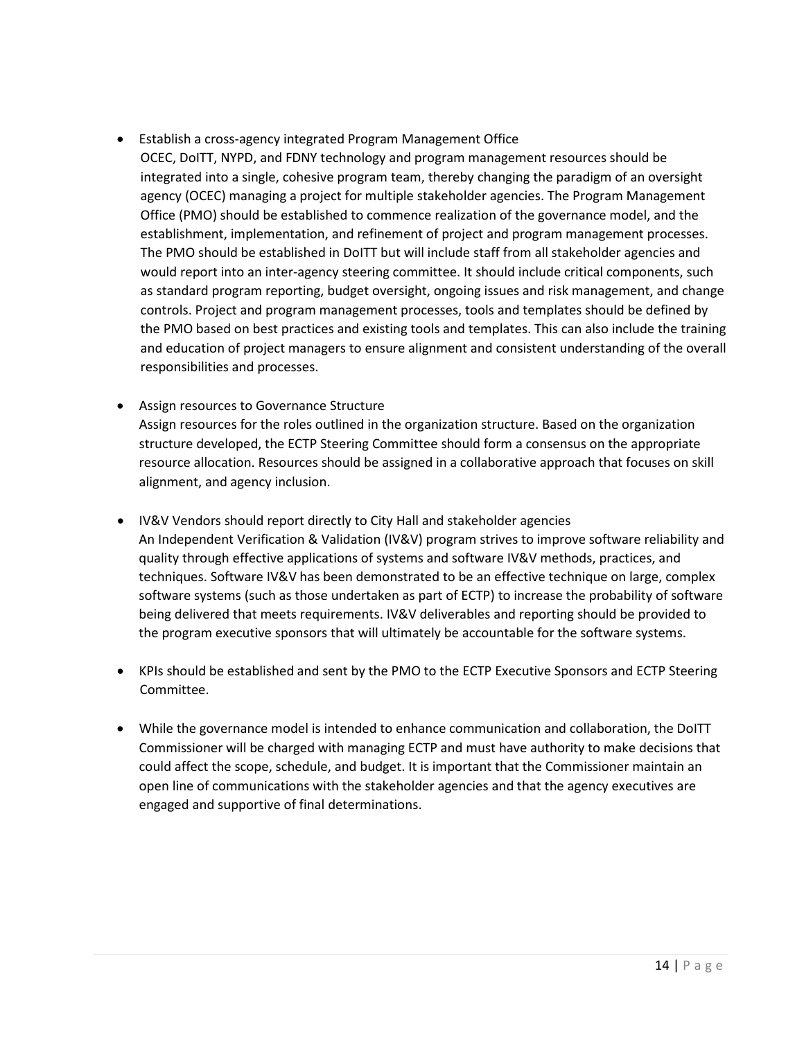- Establish a cross-agency integrated Program Management Office
  OCEC, DoITT, NYPD, and FDNY technology and program management resources should be integrated into a single, cohesive program team, thereby changing the paradigm of an oversight agency (OCEC) managing a project for multiple stakeholder agencies. The Program Management Office (PMO) should be established to commence realization of the governance model, and the establishment, implementation, and refinement of project and program management processes. The PMO should be established in DoITT but will include staff from all stakeholder agencies and would report into an inter-agency steering committee. It should include critical components, such as standard program reporting, budget oversight, ongoing issues and risk management, and change controls. Project and program management processes, tools and templates should be defined by the PMO based on best practices and existing tools and templates. This can also include the training and education of project managers to ensure alignment and consistent understanding of the overall responsibilities and processes.

- Assign resources to Governance Structure
  Assign resources for the roles outlined in the organization structure. Based on the organization structure developed, the ECTP Steering Committee should form a consensus on the appropriate resource allocation. Resources should be assigned in a collaborative approach that focuses on skill alignment, and agency inclusion.

- IV&V Vendors should report directly to City Hall and stakeholder agencies
  An Independent Verification & Validation (IV&V) program strives to improve software reliability and quality through effective applications of systems and software IV&V methods, practices, and techniques. Software IV&V has been demonstrated to be an effective technique on large, complex software systems (such as those undertaken as part of ECTP) to increase the probability of software being delivered that meets requirements. IV&V deliverables and reporting should be provided to the program executive sponsors that will ultimately be accountable for the software systems.

- KPIs should be established and sent by the PMO to the ECTP Executive Sponsors and ECTP Steering Committee.

- While the governance model is intended to enhance communication and collaboration, the DoITT Commissioner will be charged with managing ECTP and must have authority to make decisions that could affect the scope, schedule, and budget. It is important that the Commissioner maintain an open line of communications with the stakeholder agencies and that the agency executives are engaged and supportive of final determinations.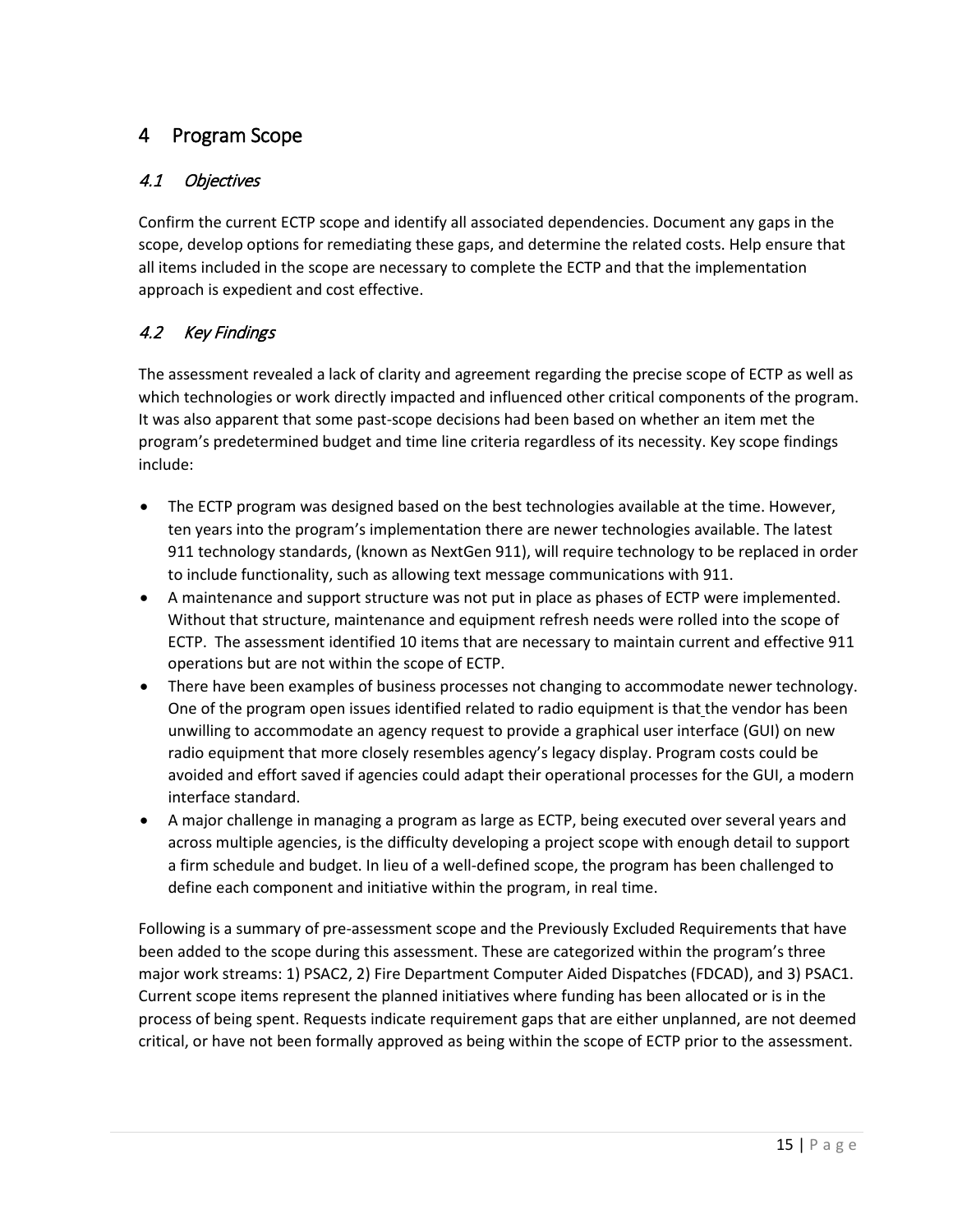# 4 Program Scope

## 4.1 Objectives

Confirm the current ECTP scope and identify all associated dependencies. Document any gaps in the scope, develop options for remediating these gaps, and determine the related costs. Help ensure that all items included in the scope are necessary to complete the ECTP and that the implementation approach is expedient and cost effective.

## 4.2 Key Findings

The assessment revealed a lack of clarity and agreement regarding the precise scope of ECTP as well as which technologies or work directly impacted and influenced other critical components of the program. It was also apparent that some past-scope decisions had been based on whether an item met the program's predetermined budget and time line criteria regardless of its necessity. Key scope findings include:

- The ECTP program was designed based on the best technologies available at the time. However, ten years into the program's implementation there are newer technologies available. The latest 911 technology standards, (known as NextGen 911), will require technology to be replaced in order to include functionality, such as allowing text message communications with 911.
- A maintenance and support structure was not put in place as phases of ECTP were implemented. Without that structure, maintenance and equipment refresh needs were rolled into the scope of ECTP. The assessment identified 10 items that are necessary to maintain current and effective 911 operations but are not within the scope of ECTP.
- There have been examples of business processes not changing to accommodate newer technology. One of the program open issues identified related to radio equipment is that the vendor has been unwilling to accommodate an agency request to provide a graphical user interface (GUI) on new radio equipment that more closely resembles agency's legacy display. Program costs could be avoided and effort saved if agencies could adapt their operational processes for the GUI, a modern interface standard.
- A major challenge in managing a program as large as ECTP, being executed over several years and across multiple agencies, is the difficulty developing a project scope with enough detail to support a firm schedule and budget. In lieu of a well-defined scope, the program has been challenged to define each component and initiative within the program, in real time.

Following is a summary of pre-assessment scope and the Previously Excluded Requirements that have been added to the scope during this assessment. These are categorized within the program's three major work streams: 1) PSAC2, 2) Fire Department Computer Aided Dispatches (FDCAD), and 3) PSAC1. Current scope items represent the planned initiatives where funding has been allocated or is in the process of being spent. Requests indicate requirement gaps that are either unplanned, are not deemed critical, or have not been formally approved as being within the scope of ECTP prior to the assessment.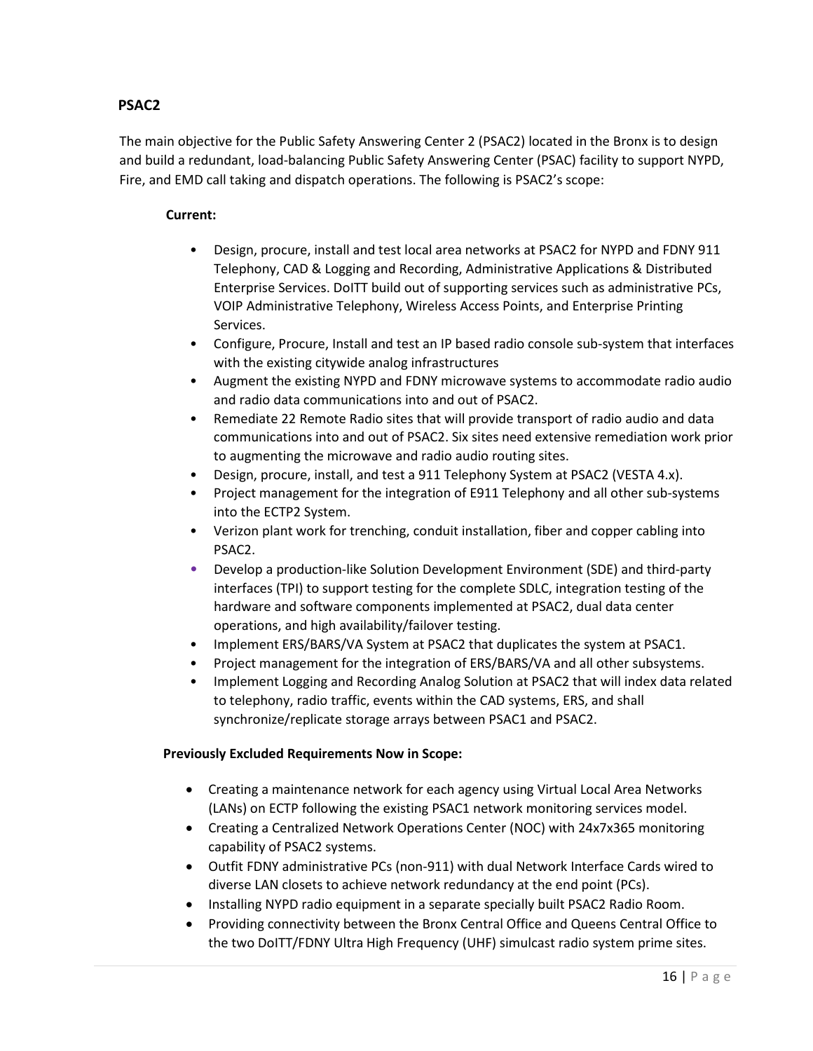## PSAC2

The main objective for the Public Safety Answering Center 2 (PSAC2) located in the Bronx is to design and build a redundant, load-balancing Public Safety Answering Center (PSAC) facility to support NYPD, Fire, and EMD call taking and dispatch operations. The following is PSAC2's scope:

**Current:**

- Design, procure, install and test local area networks at PSAC2 for NYPD and FDNY 911 Telephony, CAD & Logging and Recording, Administrative Applications & Distributed Enterprise Services. DoITT build out of supporting services such as administrative PCs, VOIP Administrative Telephony, Wireless Access Points, and Enterprise Printing Services.
- Configure, Procure, Install and test an IP based radio console sub-system that interfaces with the existing citywide analog infrastructures
- Augment the existing NYPD and FDNY microwave systems to accommodate radio audio and radio data communications into and out of PSAC2.
- Remediate 22 Remote Radio sites that will provide transport of radio audio and data communications into and out of PSAC2. Six sites need extensive remediation work prior to augmenting the microwave and radio audio routing sites.
- Design, procure, install, and test a 911 Telephony System at PSAC2 (VESTA 4.x).
- Project management for the integration of E911 Telephony and all other sub-systems into the ECTP2 System.
- Verizon plant work for trenching, conduit installation, fiber and copper cabling into PSAC2.
- Develop a production-like Solution Development Environment (SDE) and third-party interfaces (TPI) to support testing for the complete SDLC, integration testing of the hardware and software components implemented at PSAC2, dual data center operations, and high availability/failover testing.
- Implement ERS/BARS/VA System at PSAC2 that duplicates the system at PSAC1.
- Project management for the integration of ERS/BARS/VA and all other subsystems.
- Implement Logging and Recording Analog Solution at PSAC2 that will index data related to telephony, radio traffic, events within the CAD systems, ERS, and shall synchronize/replicate storage arrays between PSAC1 and PSAC2.

**Previously Excluded Requirements Now in Scope:**

- Creating a maintenance network for each agency using Virtual Local Area Networks (LANs) on ECTP following the existing PSAC1 network monitoring services model.
- Creating a Centralized Network Operations Center (NOC) with 24x7x365 monitoring capability of PSAC2 systems.
- Outfit FDNY administrative PCs (non-911) with dual Network Interface Cards wired to diverse LAN closets to achieve network redundancy at the end point (PCs).
- Installing NYPD radio equipment in a separate specially built PSAC2 Radio Room.
- Providing connectivity between the Bronx Central Office and Queens Central Office to the two DoITT/FDNY Ultra High Frequency (UHF) simulcast radio system prime sites.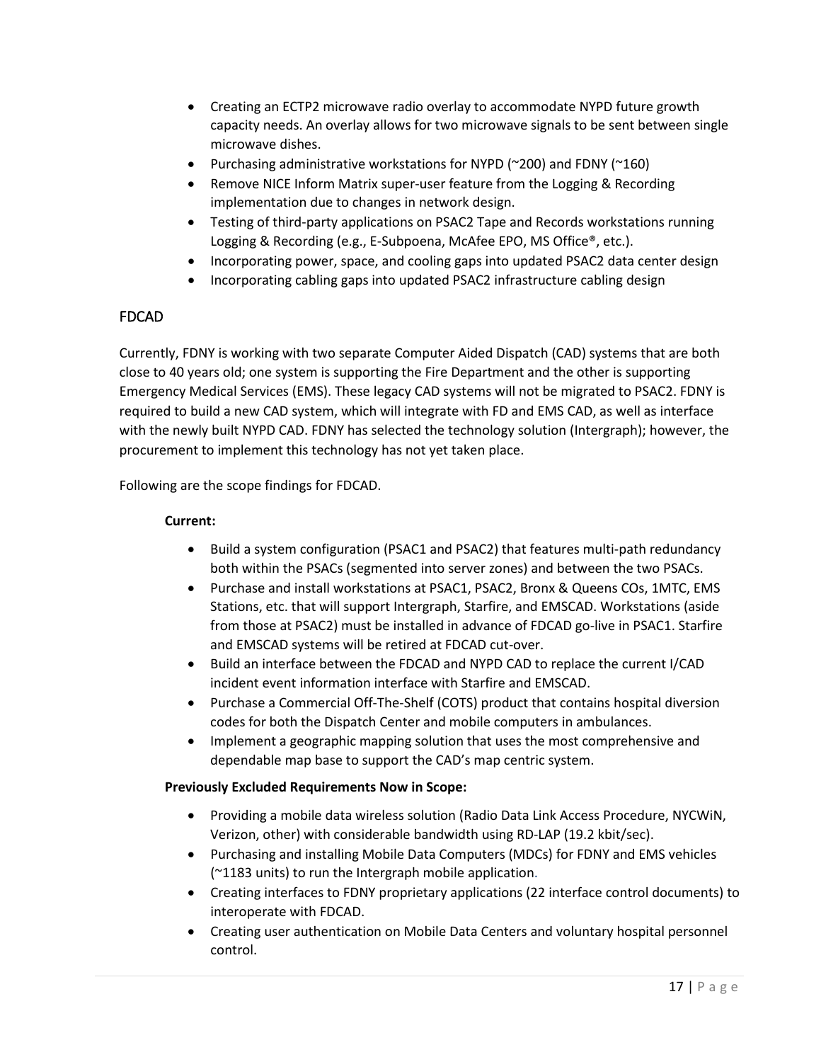- Creating an ECTP2 microwave radio overlay to accommodate NYPD future growth capacity needs. An overlay allows for two microwave signals to be sent between single microwave dishes.
- Purchasing administrative workstations for NYPD (~200) and FDNY (~160)
- Remove NICE Inform Matrix super-user feature from the Logging & Recording implementation due to changes in network design.
- Testing of third-party applications on PSAC2 Tape and Records workstations running Logging & Recording (e.g., E-Subpoena, McAfee EPO, MS Office®, etc.).
- Incorporating power, space, and cooling gaps into updated PSAC2 data center design
- Incorporating cabling gaps into updated PSAC2 infrastructure cabling design

## FDCAD

Currently, FDNY is working with two separate Computer Aided Dispatch (CAD) systems that are both close to 40 years old; one system is supporting the Fire Department and the other is supporting Emergency Medical Services (EMS). These legacy CAD systems will not be migrated to PSAC2. FDNY is required to build a new CAD system, which will integrate with FD and EMS CAD, as well as interface with the newly built NYPD CAD. FDNY has selected the technology solution (Intergraph); however, the procurement to implement this technology has not yet taken place.

Following are the scope findings for FDCAD.

**Current:**

- Build a system configuration (PSAC1 and PSAC2) that features multi-path redundancy both within the PSACs (segmented into server zones) and between the two PSACs.
- Purchase and install workstations at PSAC1, PSAC2, Bronx & Queens COs, 1MTC, EMS Stations, etc. that will support Intergraph, Starfire, and EMSCAD. Workstations (aside from those at PSAC2) must be installed in advance of FDCAD go-live in PSAC1. Starfire and EMSCAD systems will be retired at FDCAD cut-over.
- Build an interface between the FDCAD and NYPD CAD to replace the current I/CAD incident event information interface with Starfire and EMSCAD.
- Purchase a Commercial Off-The-Shelf (COTS) product that contains hospital diversion codes for both the Dispatch Center and mobile computers in ambulances.
- Implement a geographic mapping solution that uses the most comprehensive and dependable map base to support the CAD's map centric system.

**Previously Excluded Requirements Now in Scope:**

- Providing a mobile data wireless solution (Radio Data Link Access Procedure, NYCWiN, Verizon, other) with considerable bandwidth using RD-LAP (19.2 kbit/sec).
- Purchasing and installing Mobile Data Computers (MDCs) for FDNY and EMS vehicles (~1183 units) to run the Intergraph mobile application.
- Creating interfaces to FDNY proprietary applications (22 interface control documents) to interoperate with FDCAD.
- Creating user authentication on Mobile Data Centers and voluntary hospital personnel control.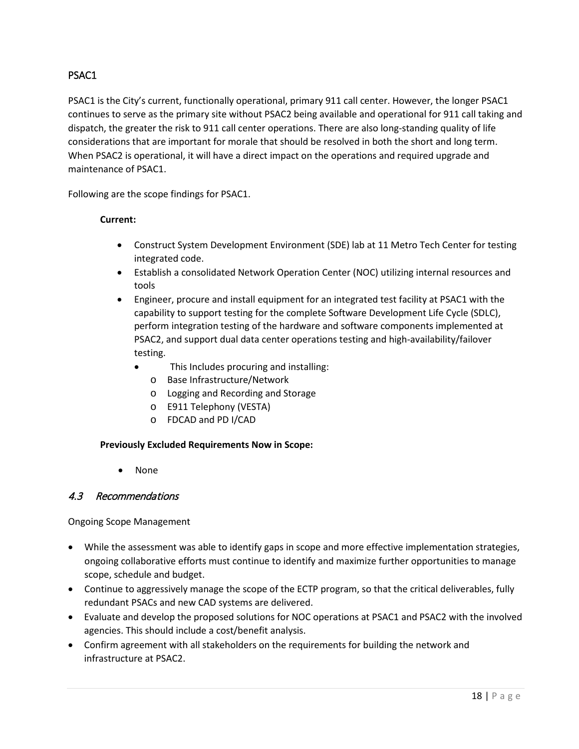### PSAC1

PSAC1 is the City's current, functionally operational, primary 911 call center. However, the longer PSAC1 continues to serve as the primary site without PSAC2 being available and operational for 911 call taking and dispatch, the greater the risk to 911 call center operations. There are also long-standing quality of life considerations that are important for morale that should be resolved in both the short and long term. When PSAC2 is operational, it will have a direct impact on the operations and required upgrade and maintenance of PSAC1.

Following are the scope findings for PSAC1.

**Current:**

- Construct System Development Environment (SDE) lab at 11 Metro Tech Center for testing integrated code.
- Establish a consolidated Network Operation Center (NOC) utilizing internal resources and tools
- Engineer, procure and install equipment for an integrated test facility at PSAC1 with the capability to support testing for the complete Software Development Life Cycle (SDLC), perform integration testing of the hardware and software components implemented at PSAC2, and support dual data center operations testing and high-availability/failover testing.
  - This Includes procuring and installing:
    - Base Infrastructure/Network
    - Logging and Recording and Storage
    - E911 Telephony (VESTA)
    - FDCAD and PD I/CAD

**Previously Excluded Requirements Now in Scope:**

- None

## *4.3 Recommendations*

Ongoing Scope Management

- While the assessment was able to identify gaps in scope and more effective implementation strategies, ongoing collaborative efforts must continue to identify and maximize further opportunities to manage scope, schedule and budget.
- Continue to aggressively manage the scope of the ECTP program, so that the critical deliverables, fully redundant PSACs and new CAD systems are delivered.
- Evaluate and develop the proposed solutions for NOC operations at PSAC1 and PSAC2 with the involved agencies. This should include a cost/benefit analysis.
- Confirm agreement with all stakeholders on the requirements for building the network and infrastructure at PSAC2.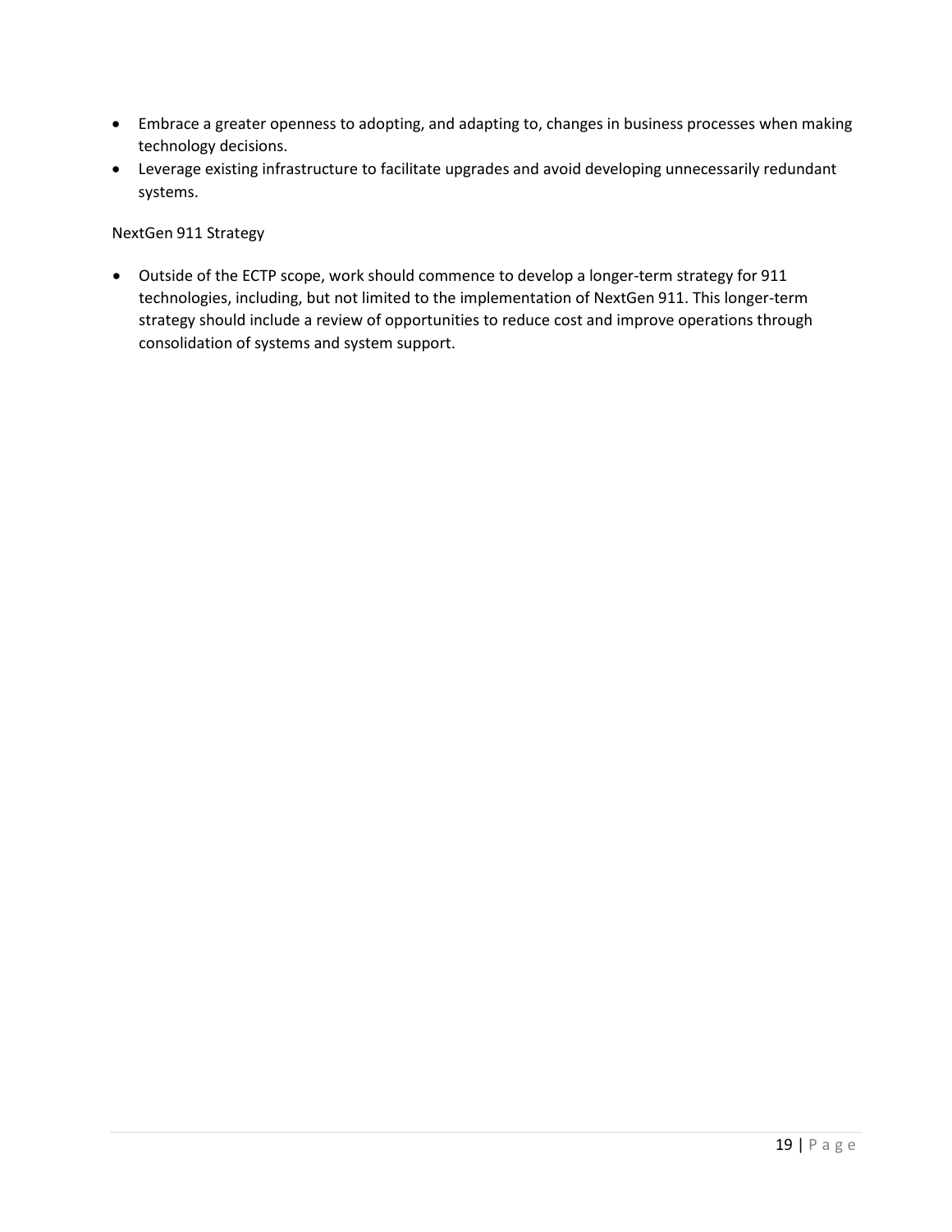- Embrace a greater openness to adopting, and adapting to, changes in business processes when making technology decisions.
- Leverage existing infrastructure to facilitate upgrades and avoid developing unnecessarily redundant systems.

NextGen 911 Strategy

- Outside of the ECTP scope, work should commence to develop a longer-term strategy for 911 technologies, including, but not limited to the implementation of NextGen 911. This longer-term strategy should include a review of opportunities to reduce cost and improve operations through consolidation of systems and system support.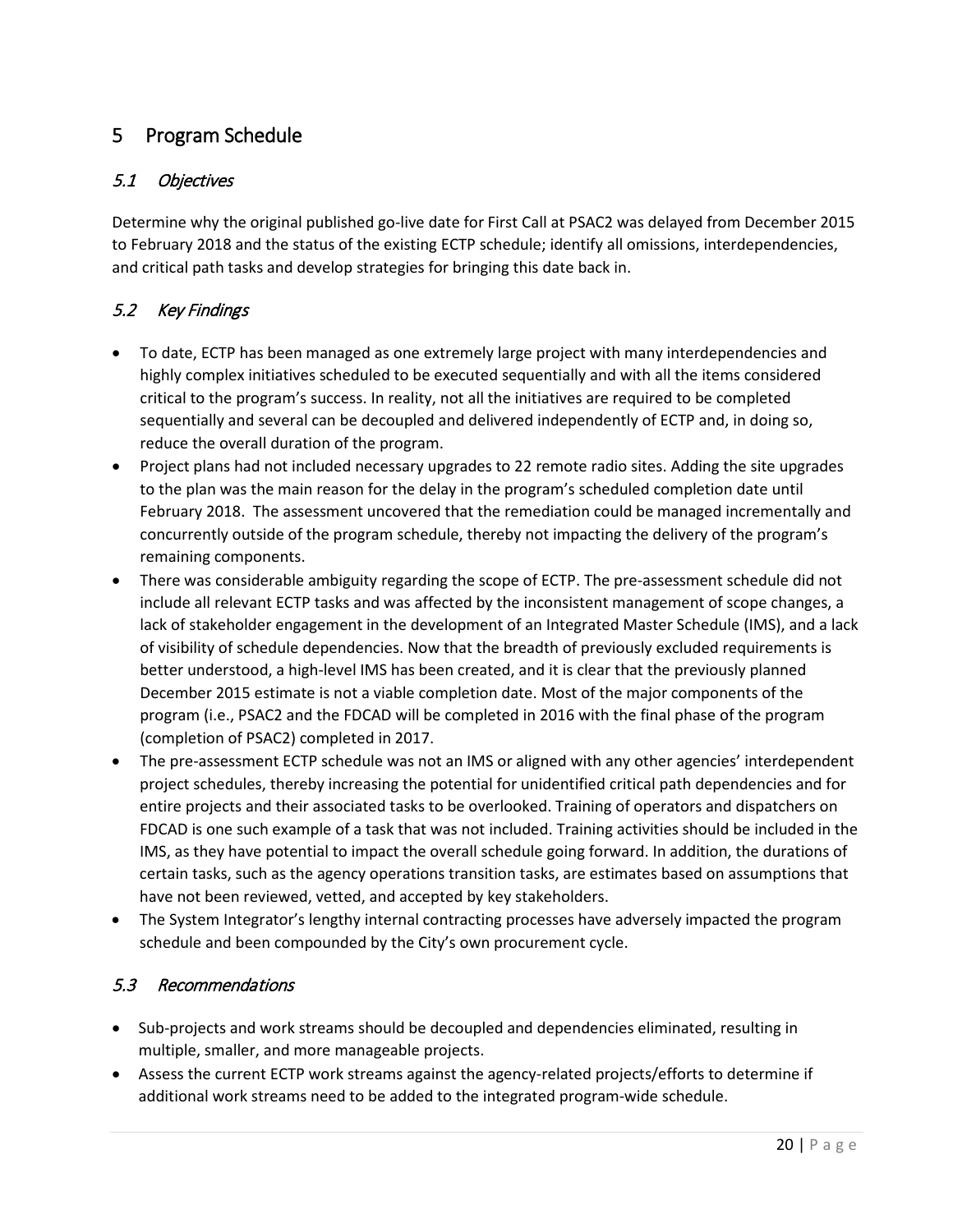# 5 Program Schedule

## *5.1 Objectives*

Determine why the original published go-live date for First Call at PSAC2 was delayed from December 2015 to February 2018 and the status of the existing ECTP schedule; identify all omissions, interdependencies, and critical path tasks and develop strategies for bringing this date back in.

## *5.2 Key Findings*

- To date, ECTP has been managed as one extremely large project with many interdependencies and highly complex initiatives scheduled to be executed sequentially and with all the items considered critical to the program's success. In reality, not all the initiatives are required to be completed sequentially and several can be decoupled and delivered independently of ECTP and, in doing so, reduce the overall duration of the program.
- Project plans had not included necessary upgrades to 22 remote radio sites. Adding the site upgrades to the plan was the main reason for the delay in the program's scheduled completion date until February 2018. The assessment uncovered that the remediation could be managed incrementally and concurrently outside of the program schedule, thereby not impacting the delivery of the program's remaining components.
- There was considerable ambiguity regarding the scope of ECTP. The pre-assessment schedule did not include all relevant ECTP tasks and was affected by the inconsistent management of scope changes, a lack of stakeholder engagement in the development of an Integrated Master Schedule (IMS), and a lack of visibility of schedule dependencies. Now that the breadth of previously excluded requirements is better understood, a high-level IMS has been created, and it is clear that the previously planned December 2015 estimate is not a viable completion date. Most of the major components of the program (i.e., PSAC2 and the FDCAD will be completed in 2016 with the final phase of the program (completion of PSAC2) completed in 2017.
- The pre-assessment ECTP schedule was not an IMS or aligned with any other agencies' interdependent project schedules, thereby increasing the potential for unidentified critical path dependencies and for entire projects and their associated tasks to be overlooked. Training of operators and dispatchers on FDCAD is one such example of a task that was not included. Training activities should be included in the IMS, as they have potential to impact the overall schedule going forward. In addition, the durations of certain tasks, such as the agency operations transition tasks, are estimates based on assumptions that have not been reviewed, vetted, and accepted by key stakeholders.
- The System Integrator's lengthy internal contracting processes have adversely impacted the program schedule and been compounded by the City's own procurement cycle.

## *5.3 Recommendations*

- Sub-projects and work streams should be decoupled and dependencies eliminated, resulting in multiple, smaller, and more manageable projects.
- Assess the current ECTP work streams against the agency-related projects/efforts to determine if additional work streams need to be added to the integrated program-wide schedule.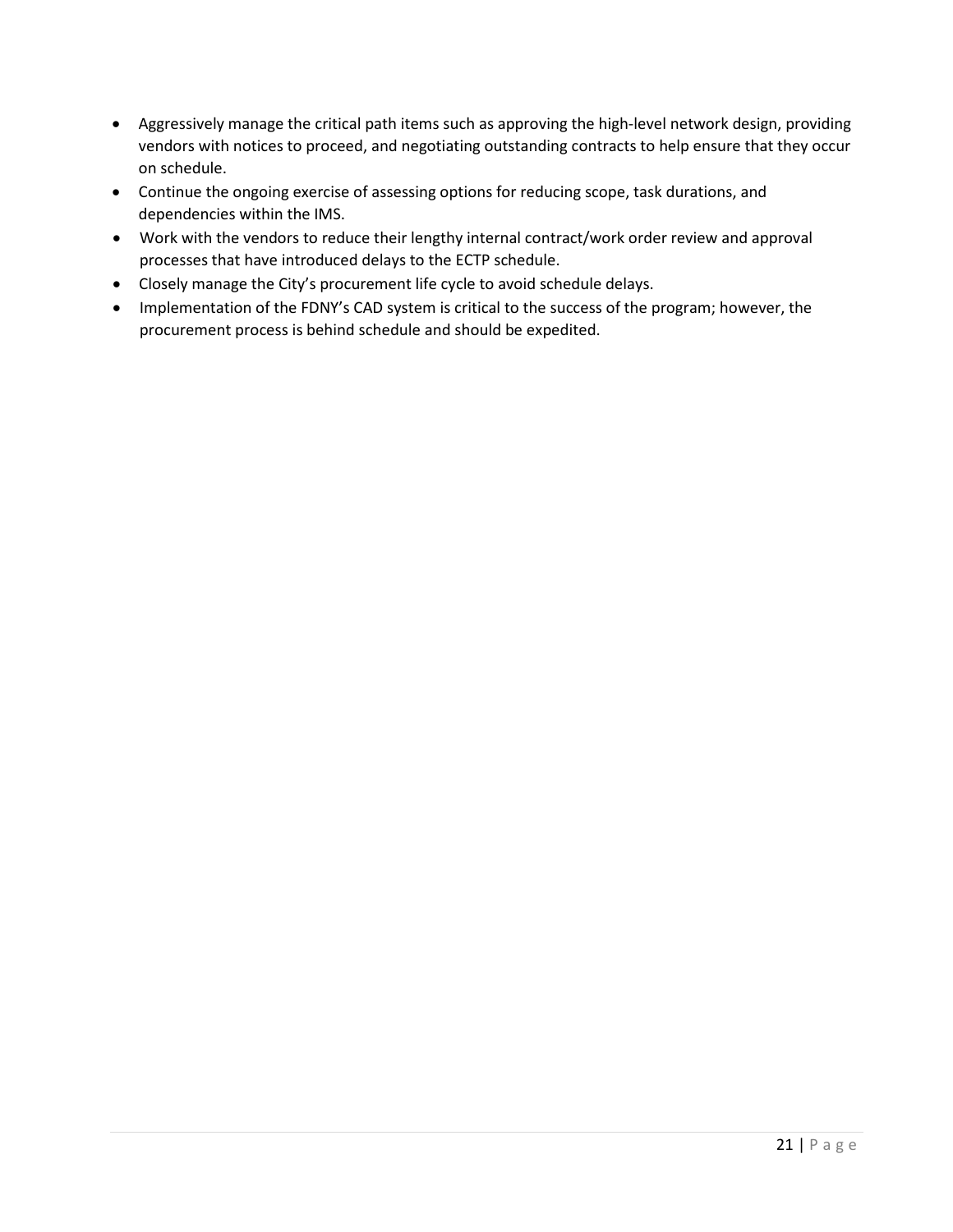- Aggressively manage the critical path items such as approving the high-level network design, providing vendors with notices to proceed, and negotiating outstanding contracts to help ensure that they occur on schedule.
- Continue the ongoing exercise of assessing options for reducing scope, task durations, and dependencies within the IMS.
- Work with the vendors to reduce their lengthy internal contract/work order review and approval processes that have introduced delays to the ECTP schedule.
- Closely manage the City's procurement life cycle to avoid schedule delays.
- Implementation of the FDNY's CAD system is critical to the success of the program; however, the procurement process is behind schedule and should be expedited.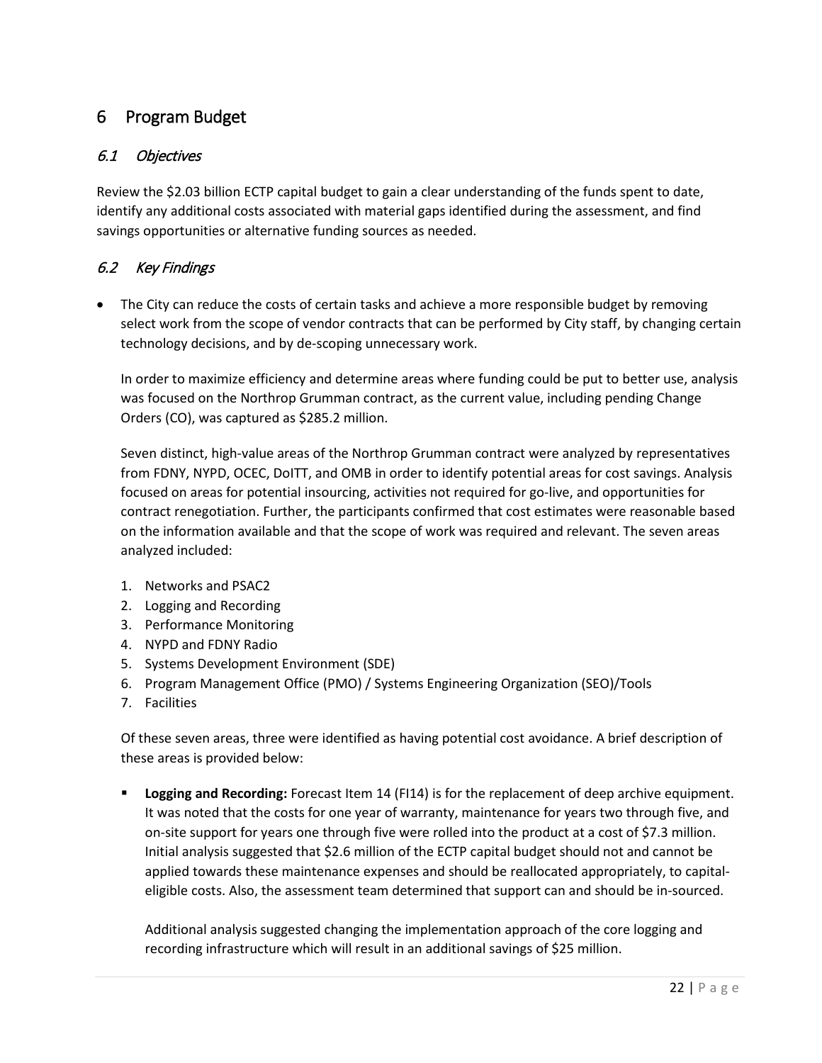# 6 Program Budget

## *6.1 Objectives*

Review the $2.03 billion ECTP capital budget to gain a clear understanding of the funds spent to date, identify any additional costs associated with material gaps identified during the assessment, and find savings opportunities or alternative funding sources as needed.

## *6.2 Key Findings*

- The City can reduce the costs of certain tasks and achieve a more responsible budget by removing select work from the scope of vendor contracts that can be performed by City staff, by changing certain technology decisions, and by de-scoping unnecessary work.

  In order to maximize efficiency and determine areas where funding could be put to better use, analysis was focused on the Northrop Grumman contract, as the current value, including pending Change Orders (CO), was captured as $285.2 million.

  Seven distinct, high-value areas of the Northrop Grumman contract were analyzed by representatives from FDNY, NYPD, OCEC, DoITT, and OMB in order to identify potential areas for cost savings. Analysis focused on areas for potential insourcing, activities not required for go-live, and opportunities for contract renegotiation. Further, the participants confirmed that cost estimates were reasonable based on the information available and that the scope of work was required and relevant. The seven areas analyzed included:

  1. Networks and PSAC2
  2. Logging and Recording
  3. Performance Monitoring
  4. NYPD and FDNY Radio
  5. Systems Development Environment (SDE)
  6. Program Management Office (PMO) / Systems Engineering Organization (SEO)/Tools
  7. Facilities

  Of these seven areas, three were identified as having potential cost avoidance. A brief description of these areas is provided below:

  - **Logging and Recording:** Forecast Item 14 (FI14) is for the replacement of deep archive equipment. It was noted that the costs for one year of warranty, maintenance for years two through five, and on-site support for years one through five were rolled into the product at a cost of $7.3 million. Initial analysis suggested that $2.6 million of the ECTP capital budget should not and cannot be applied towards these maintenance expenses and should be reallocated appropriately, to capital-eligible costs. Also, the assessment team determined that support can and should be in-sourced.

    Additional analysis suggested changing the implementation approach of the core logging and recording infrastructure which will result in an additional savings of $25 million.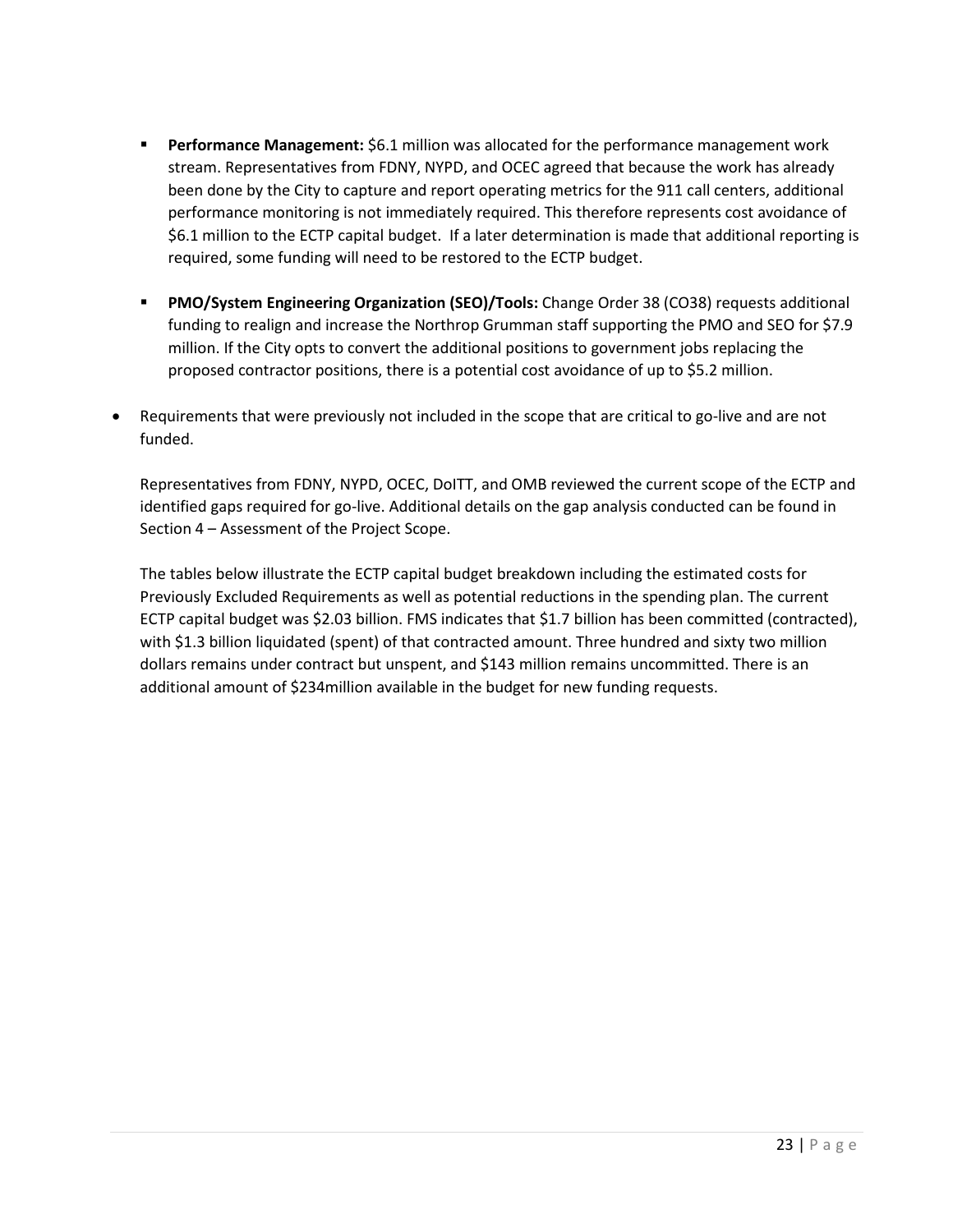- **Performance Management:** $6.1 million was allocated for the performance management work stream. Representatives from FDNY, NYPD, and OCEC agreed that because the work has already been done by the City to capture and report operating metrics for the 911 call centers, additional performance monitoring is not immediately required. This therefore represents cost avoidance of $6.1 million to the ECTP capital budget. If a later determination is made that additional reporting is required, some funding will need to be restored to the ECTP budget.

- **PMO/System Engineering Organization (SEO)/Tools:** Change Order 38 (CO38) requests additional funding to realign and increase the Northrop Grumman staff supporting the PMO and SEO for $7.9 million. If the City opts to convert the additional positions to government jobs replacing the proposed contractor positions, there is a potential cost avoidance of up to $5.2 million.

- Requirements that were previously not included in the scope that are critical to go-live and are not funded.

  Representatives from FDNY, NYPD, OCEC, DoITT, and OMB reviewed the current scope of the ECTP and identified gaps required for go-live. Additional details on the gap analysis conducted can be found in Section 4 – Assessment of the Project Scope.

  The tables below illustrate the ECTP capital budget breakdown including the estimated costs for Previously Excluded Requirements as well as potential reductions in the spending plan. The current ECTP capital budget was $2.03 billion. FMS indicates that $1.7 billion has been committed (contracted), with $1.3 billion liquidated (spent) of that contracted amount. Three hundred and sixty two million dollars remains under contract but unspent, and $143 million remains uncommitted. There is an additional amount of $234million available in the budget for new funding requests.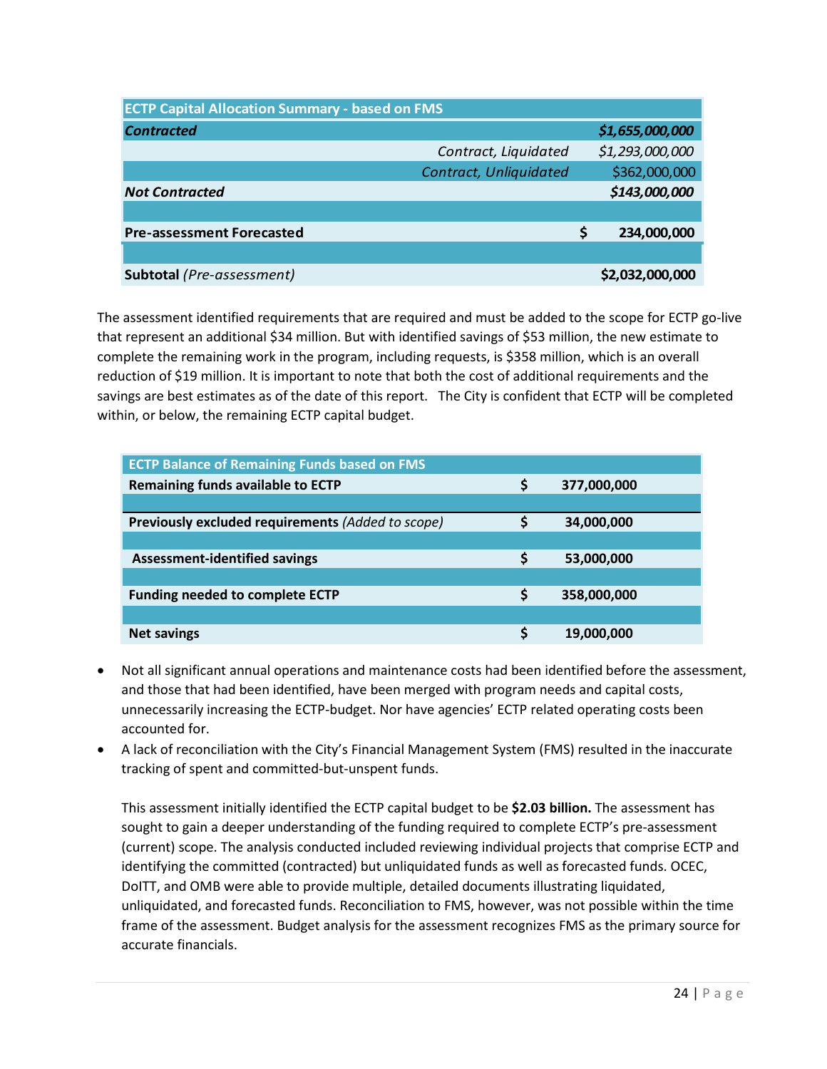| ECTP Capital Allocation Summary - based on FMS | | |
|---|---|---|
| ***Contracted*** | | ***$1,655,000,000*** |
| | *Contract, Liquidated* | *$1,293,000,000* |
| | *Contract, Unliquidated* | $362,000,000 |
| ***Not Contracted*** | | ***$143,000,000*** |
| | | |
| **Pre-assessment Forecasted** | | **$ 234,000,000** |
| | | |
| **Subtotal** *(Pre-assessment)* | | **$2,032,000,000** |

The assessment identified requirements that are required and must be added to the scope for ECTP go-live that represent an additional $34 million. But with identified savings of $53 million, the new estimate to complete the remaining work in the program, including requests, is $358 million, which is an overall reduction of $19 million. It is important to note that both the cost of additional requirements and the savings are best estimates as of the date of this report. The City is confident that ECTP will be completed within, or below, the remaining ECTP capital budget.

| ECTP Balance of Remaining Funds based on FMS | | |
|---|---|---|
| **Remaining funds available to ECTP** | **$** | **377,000,000** |
| | | |
| **Previously excluded requirements** *(Added to scope)* | **$** | **34,000,000** |
| | | |
| **Assessment-identified savings** | **$** | **53,000,000** |
| | | |
| **Funding needed to complete ECTP** | **$** | **358,000,000** |
| | | |
| **Net savings** | **$** | **19,000,000** |

- Not all significant annual operations and maintenance costs had been identified before the assessment, and those that had been identified, have been merged with program needs and capital costs, unnecessarily increasing the ECTP-budget. Nor have agencies' ECTP related operating costs been accounted for.
- A lack of reconciliation with the City's Financial Management System (FMS) resulted in the inaccurate tracking of spent and committed-but-unspent funds.

  This assessment initially identified the ECTP capital budget to be **$2.03 billion.** The assessment has sought to gain a deeper understanding of the funding required to complete ECTP's pre-assessment (current) scope. The analysis conducted included reviewing individual projects that comprise ECTP and identifying the committed (contracted) but unliquidated funds as well as forecasted funds. OCEC, DoITT, and OMB were able to provide multiple, detailed documents illustrating liquidated, unliquidated, and forecasted funds. Reconciliation to FMS, however, was not possible within the time frame of the assessment. Budget analysis for the assessment recognizes FMS as the primary source for accurate financials.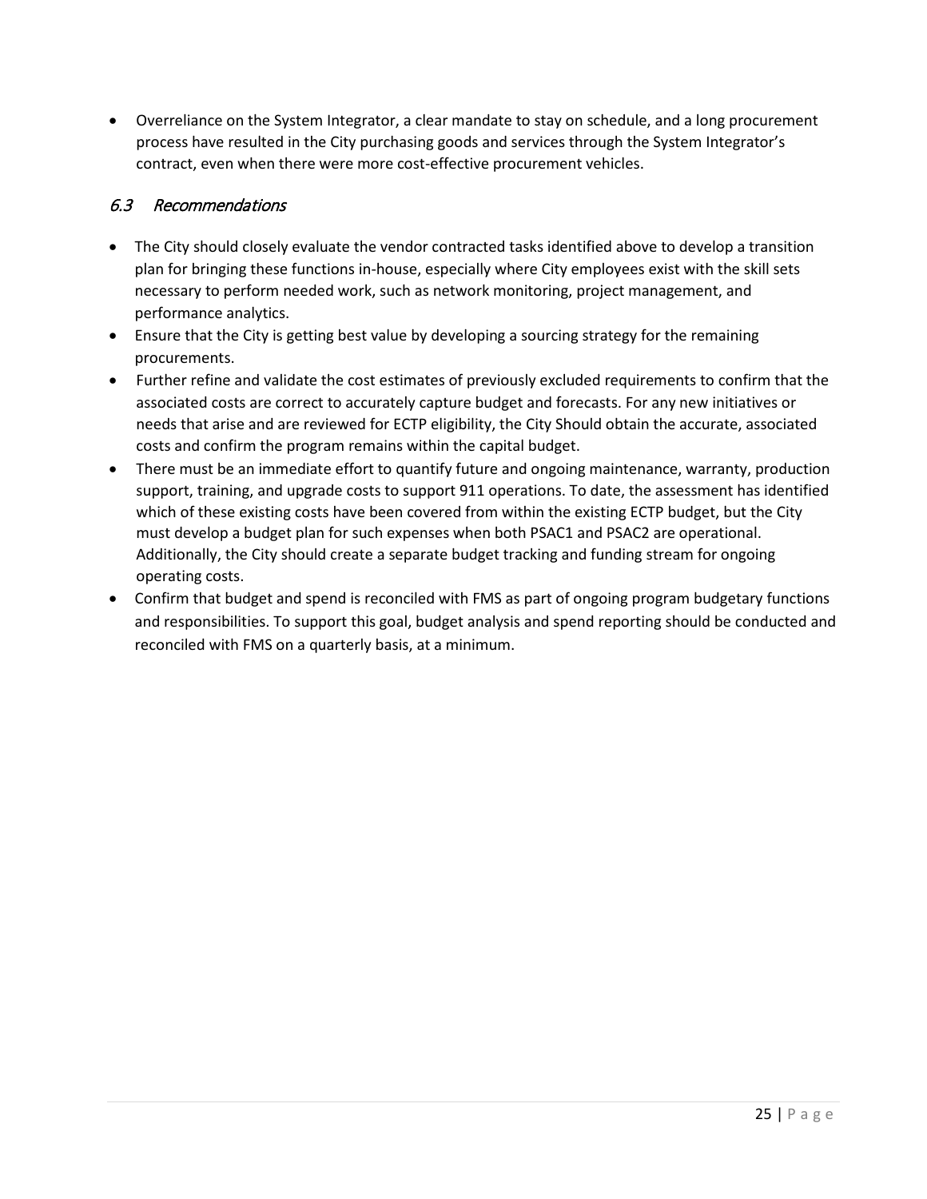- Overreliance on the System Integrator, a clear mandate to stay on schedule, and a long procurement process have resulted in the City purchasing goods and services through the System Integrator's contract, even when there were more cost-effective procurement vehicles.

### *6.3 Recommendations*

- The City should closely evaluate the vendor contracted tasks identified above to develop a transition plan for bringing these functions in-house, especially where City employees exist with the skill sets necessary to perform needed work, such as network monitoring, project management, and performance analytics.
- Ensure that the City is getting best value by developing a sourcing strategy for the remaining procurements.
- Further refine and validate the cost estimates of previously excluded requirements to confirm that the associated costs are correct to accurately capture budget and forecasts. For any new initiatives or needs that arise and are reviewed for ECTP eligibility, the City Should obtain the accurate, associated costs and confirm the program remains within the capital budget.
- There must be an immediate effort to quantify future and ongoing maintenance, warranty, production support, training, and upgrade costs to support 911 operations. To date, the assessment has identified which of these existing costs have been covered from within the existing ECTP budget, but the City must develop a budget plan for such expenses when both PSAC1 and PSAC2 are operational. Additionally, the City should create a separate budget tracking and funding stream for ongoing operating costs.
- Confirm that budget and spend is reconciled with FMS as part of ongoing program budgetary functions and responsibilities. To support this goal, budget analysis and spend reporting should be conducted and reconciled with FMS on a quarterly basis, at a minimum.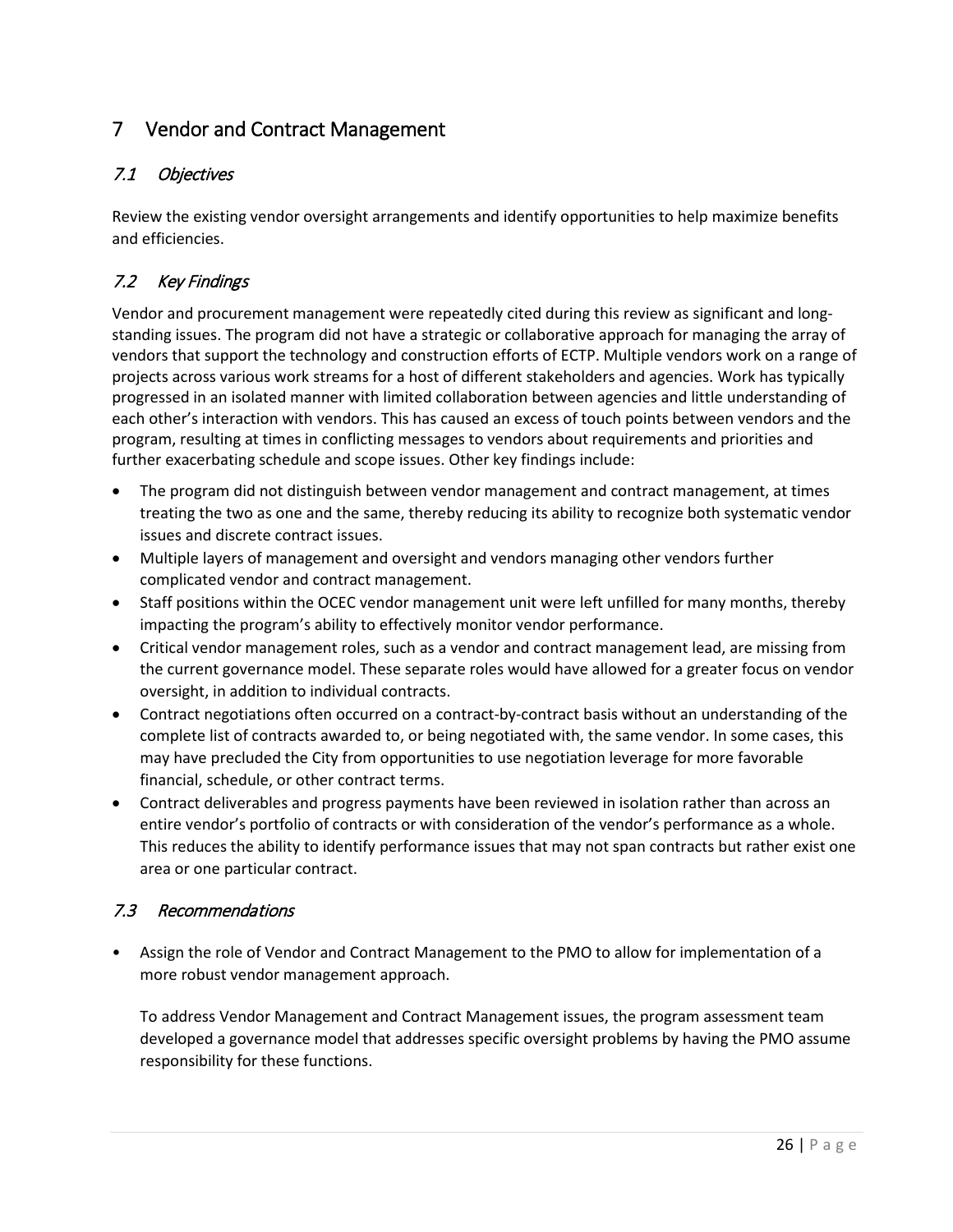# 7 Vendor and Contract Management

## 7.1 *Objectives*

Review the existing vendor oversight arrangements and identify opportunities to help maximize benefits and efficiencies.

## 7.2 *Key Findings*

Vendor and procurement management were repeatedly cited during this review as significant and long-standing issues. The program did not have a strategic or collaborative approach for managing the array of vendors that support the technology and construction efforts of ECTP. Multiple vendors work on a range of projects across various work streams for a host of different stakeholders and agencies. Work has typically progressed in an isolated manner with limited collaboration between agencies and little understanding of each other's interaction with vendors. This has caused an excess of touch points between vendors and the program, resulting at times in conflicting messages to vendors about requirements and priorities and further exacerbating schedule and scope issues. Other key findings include:

- The program did not distinguish between vendor management and contract management, at times treating the two as one and the same, thereby reducing its ability to recognize both systematic vendor issues and discrete contract issues.
- Multiple layers of management and oversight and vendors managing other vendors further complicated vendor and contract management.
- Staff positions within the OCEC vendor management unit were left unfilled for many months, thereby impacting the program's ability to effectively monitor vendor performance.
- Critical vendor management roles, such as a vendor and contract management lead, are missing from the current governance model. These separate roles would have allowed for a greater focus on vendor oversight, in addition to individual contracts.
- Contract negotiations often occurred on a contract-by-contract basis without an understanding of the complete list of contracts awarded to, or being negotiated with, the same vendor. In some cases, this may have precluded the City from opportunities to use negotiation leverage for more favorable financial, schedule, or other contract terms.
- Contract deliverables and progress payments have been reviewed in isolation rather than across an entire vendor's portfolio of contracts or with consideration of the vendor's performance as a whole. This reduces the ability to identify performance issues that may not span contracts but rather exist one area or one particular contract.

## 7.3 *Recommendations*

- Assign the role of Vendor and Contract Management to the PMO to allow for implementation of a more robust vendor management approach.

  To address Vendor Management and Contract Management issues, the program assessment team developed a governance model that addresses specific oversight problems by having the PMO assume responsibility for these functions.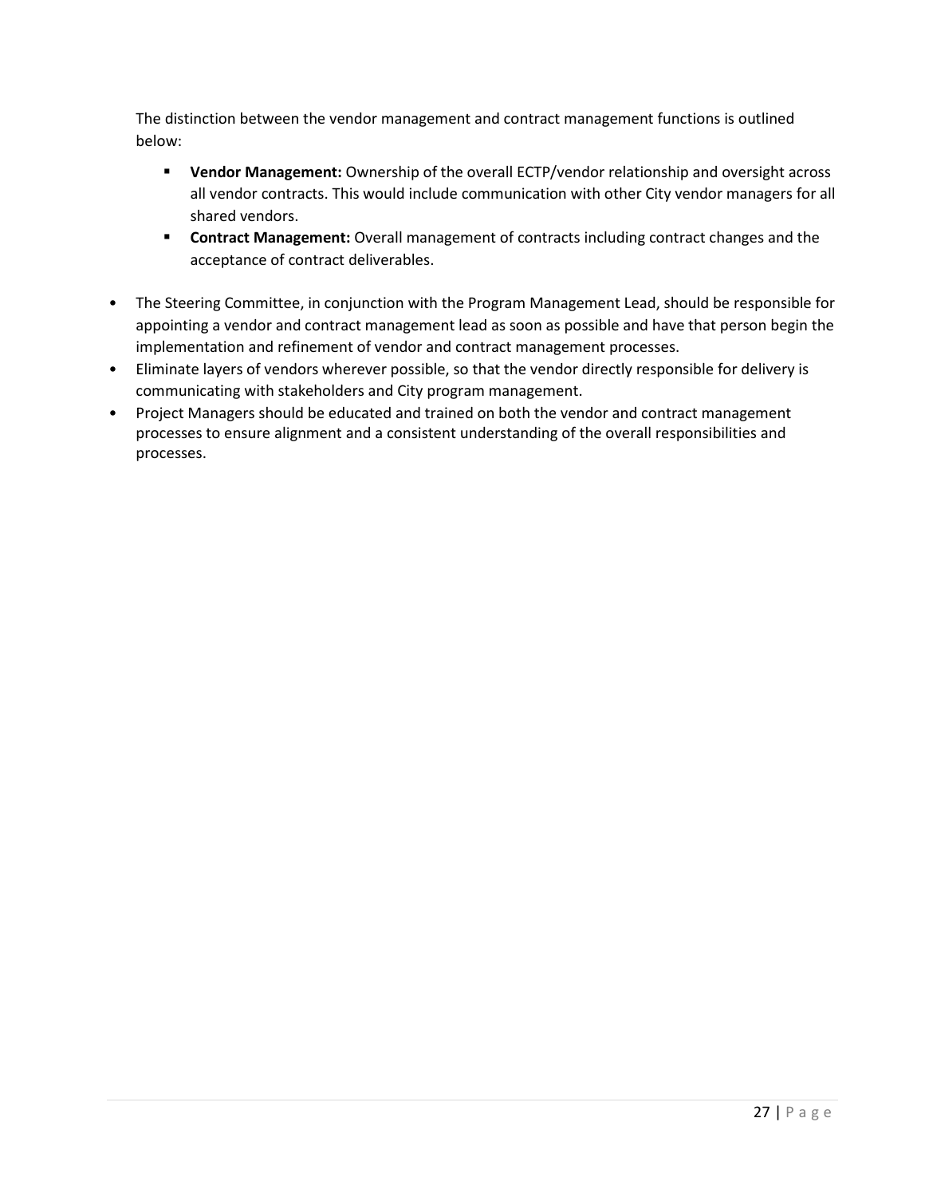The distinction between the vendor management and contract management functions is outlined below:

  - **Vendor Management:** Ownership of the overall ECTP/vendor relationship and oversight across all vendor contracts. This would include communication with other City vendor managers for all shared vendors.
  - **Contract Management:** Overall management of contracts including contract changes and the acceptance of contract deliverables.

- The Steering Committee, in conjunction with the Program Management Lead, should be responsible for appointing a vendor and contract management lead as soon as possible and have that person begin the implementation and refinement of vendor and contract management processes.
- Eliminate layers of vendors wherever possible, so that the vendor directly responsible for delivery is communicating with stakeholders and City program management.
- Project Managers should be educated and trained on both the vendor and contract management processes to ensure alignment and a consistent understanding of the overall responsibilities and processes.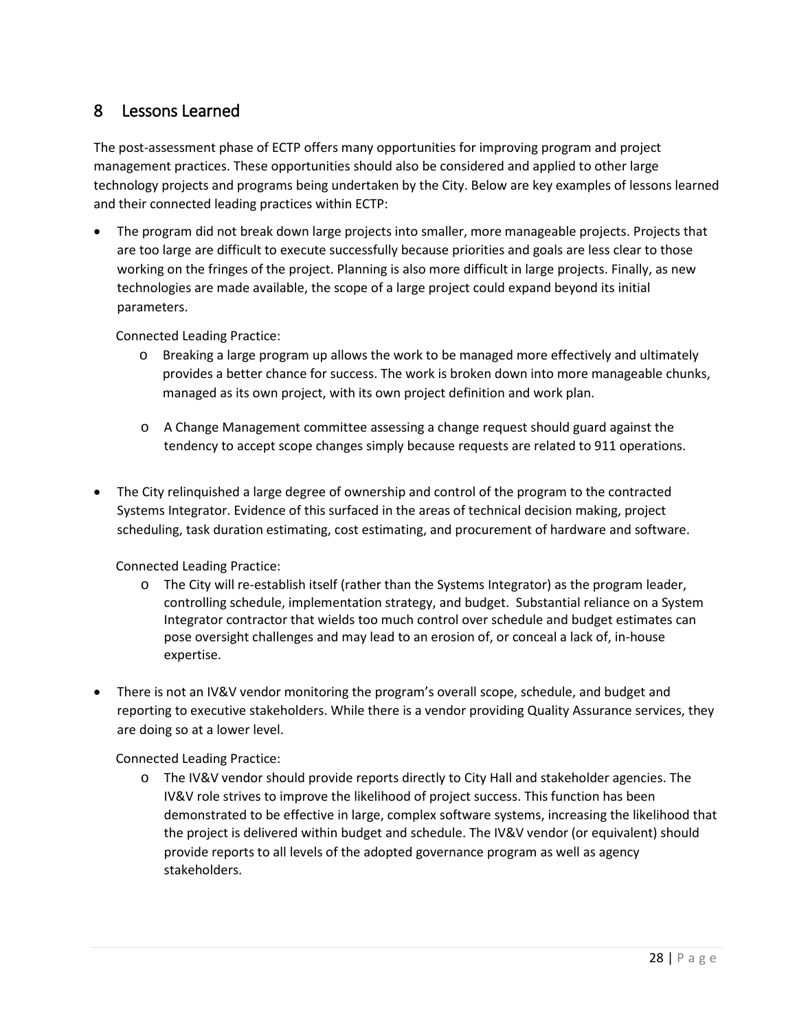# 8 Lessons Learned

The post-assessment phase of ECTP offers many opportunities for improving program and project management practices. These opportunities should also be considered and applied to other large technology projects and programs being undertaken by the City. Below are key examples of lessons learned and their connected leading practices within ECTP:

- The program did not break down large projects into smaller, more manageable projects. Projects that are too large are difficult to execute successfully because priorities and goals are less clear to those working on the fringes of the project. Planning is also more difficult in large projects. Finally, as new technologies are made available, the scope of a large project could expand beyond its initial parameters.

  Connected Leading Practice:

  - Breaking a large program up allows the work to be managed more effectively and ultimately provides a better chance for success. The work is broken down into more manageable chunks, managed as its own project, with its own project definition and work plan.
  - A Change Management committee assessing a change request should guard against the tendency to accept scope changes simply because requests are related to 911 operations.

- The City relinquished a large degree of ownership and control of the program to the contracted Systems Integrator. Evidence of this surfaced in the areas of technical decision making, project scheduling, task duration estimating, cost estimating, and procurement of hardware and software.

  Connected Leading Practice:

  - The City will re-establish itself (rather than the Systems Integrator) as the program leader, controlling schedule, implementation strategy, and budget. Substantial reliance on a System Integrator contractor that wields too much control over schedule and budget estimates can pose oversight challenges and may lead to an erosion of, or conceal a lack of, in-house expertise.

- There is not an IV&V vendor monitoring the program's overall scope, schedule, and budget and reporting to executive stakeholders. While there is a vendor providing Quality Assurance services, they are doing so at a lower level.

  Connected Leading Practice:

  - The IV&V vendor should provide reports directly to City Hall and stakeholder agencies. The IV&V role strives to improve the likelihood of project success. This function has been demonstrated to be effective in large, complex software systems, increasing the likelihood that the project is delivered within budget and schedule. The IV&V vendor (or equivalent) should provide reports to all levels of the adopted governance program as well as agency stakeholders.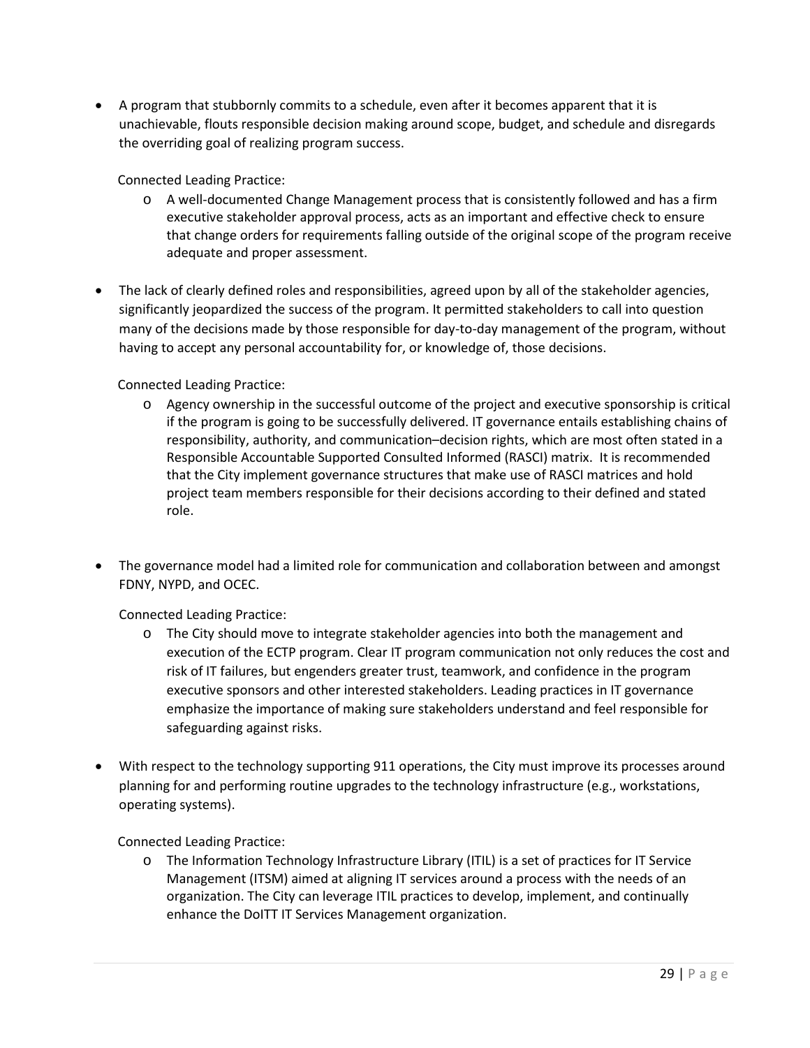- A program that stubbornly commits to a schedule, even after it becomes apparent that it is unachievable, flouts responsible decision making around scope, budget, and schedule and disregards the overriding goal of realizing program success.

  Connected Leading Practice:

  - A well-documented Change Management process that is consistently followed and has a firm executive stakeholder approval process, acts as an important and effective check to ensure that change orders for requirements falling outside of the original scope of the program receive adequate and proper assessment.

- The lack of clearly defined roles and responsibilities, agreed upon by all of the stakeholder agencies, significantly jeopardized the success of the program. It permitted stakeholders to call into question many of the decisions made by those responsible for day-to-day management of the program, without having to accept any personal accountability for, or knowledge of, those decisions.

  Connected Leading Practice:

  - Agency ownership in the successful outcome of the project and executive sponsorship is critical if the program is going to be successfully delivered. IT governance entails establishing chains of responsibility, authority, and communication–decision rights, which are most often stated in a Responsible Accountable Supported Consulted Informed (RASCI) matrix. It is recommended that the City implement governance structures that make use of RASCI matrices and hold project team members responsible for their decisions according to their defined and stated role.

- The governance model had a limited role for communication and collaboration between and amongst FDNY, NYPD, and OCEC.

  Connected Leading Practice:

  - The City should move to integrate stakeholder agencies into both the management and execution of the ECTP program. Clear IT program communication not only reduces the cost and risk of IT failures, but engenders greater trust, teamwork, and confidence in the program executive sponsors and other interested stakeholders. Leading practices in IT governance emphasize the importance of making sure stakeholders understand and feel responsible for safeguarding against risks.

- With respect to the technology supporting 911 operations, the City must improve its processes around planning for and performing routine upgrades to the technology infrastructure (e.g., workstations, operating systems).

  Connected Leading Practice:

  - The Information Technology Infrastructure Library (ITIL) is a set of practices for IT Service Management (ITSM) aimed at aligning IT services around a process with the needs of an organization. The City can leverage ITIL practices to develop, implement, and continually enhance the DoITT IT Services Management organization.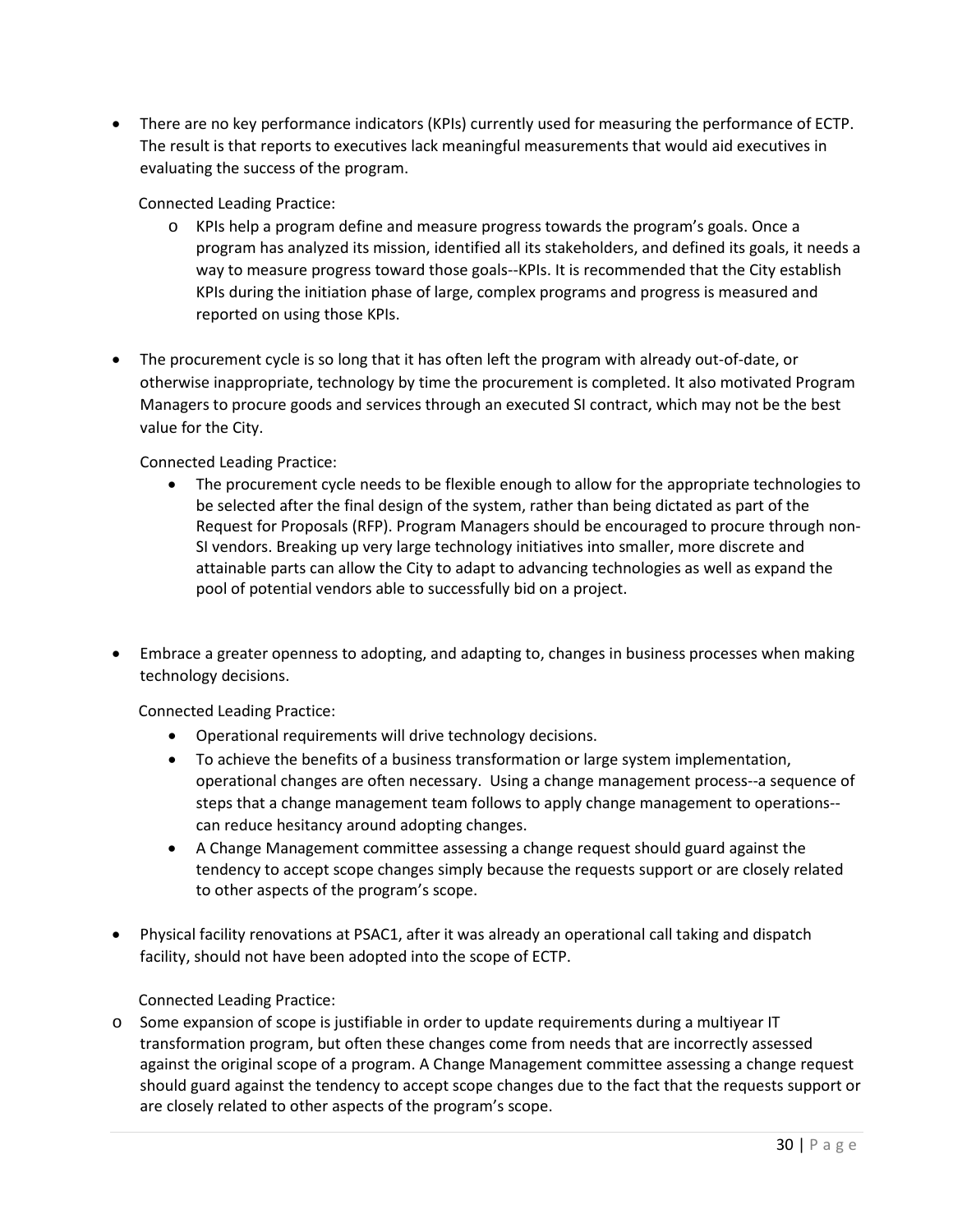- There are no key performance indicators (KPIs) currently used for measuring the performance of ECTP. The result is that reports to executives lack meaningful measurements that would aid executives in evaluating the success of the program.

  Connected Leading Practice:

  - KPIs help a program define and measure progress towards the program's goals. Once a program has analyzed its mission, identified all its stakeholders, and defined its goals, it needs a way to measure progress toward those goals--KPIs. It is recommended that the City establish KPIs during the initiation phase of large, complex programs and progress is measured and reported on using those KPIs.

- The procurement cycle is so long that it has often left the program with already out-of-date, or otherwise inappropriate, technology by time the procurement is completed. It also motivated Program Managers to procure goods and services through an executed SI contract, which may not be the best value for the City.

  Connected Leading Practice:

  - The procurement cycle needs to be flexible enough to allow for the appropriate technologies to be selected after the final design of the system, rather than being dictated as part of the Request for Proposals (RFP). Program Managers should be encouraged to procure through non-SI vendors. Breaking up very large technology initiatives into smaller, more discrete and attainable parts can allow the City to adapt to advancing technologies as well as expand the pool of potential vendors able to successfully bid on a project.

- Embrace a greater openness to adopting, and adapting to, changes in business processes when making technology decisions.

  Connected Leading Practice:

  - Operational requirements will drive technology decisions.
  - To achieve the benefits of a business transformation or large system implementation, operational changes are often necessary. Using a change management process--a sequence of steps that a change management team follows to apply change management to operations--can reduce hesitancy around adopting changes.
  - A Change Management committee assessing a change request should guard against the tendency to accept scope changes simply because the requests support or are closely related to other aspects of the program's scope.

- Physical facility renovations at PSAC1, after it was already an operational call taking and dispatch facility, should not have been adopted into the scope of ECTP.

  Connected Leading Practice:

  - Some expansion of scope is justifiable in order to update requirements during a multiyear IT transformation program, but often these changes come from needs that are incorrectly assessed against the original scope of a program. A Change Management committee assessing a change request should guard against the tendency to accept scope changes due to the fact that the requests support or are closely related to other aspects of the program's scope.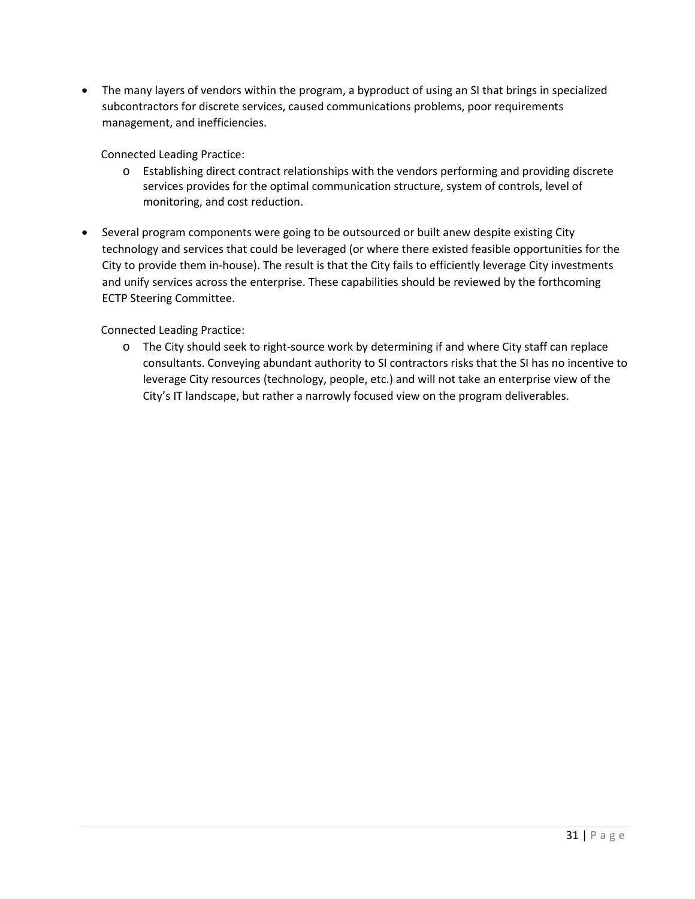- The many layers of vendors within the program, a byproduct of using an SI that brings in specialized subcontractors for discrete services, caused communications problems, poor requirements management, and inefficiencies.

  Connected Leading Practice:

  - Establishing direct contract relationships with the vendors performing and providing discrete services provides for the optimal communication structure, system of controls, level of monitoring, and cost reduction.

- Several program components were going to be outsourced or built anew despite existing City technology and services that could be leveraged (or where there existed feasible opportunities for the City to provide them in-house). The result is that the City fails to efficiently leverage City investments and unify services across the enterprise. These capabilities should be reviewed by the forthcoming ECTP Steering Committee.

  Connected Leading Practice:

  - The City should seek to right-source work by determining if and where City staff can replace consultants. Conveying abundant authority to SI contractors risks that the SI has no incentive to leverage City resources (technology, people, etc.) and will not take an enterprise view of the City's IT landscape, but rather a narrowly focused view on the program deliverables.